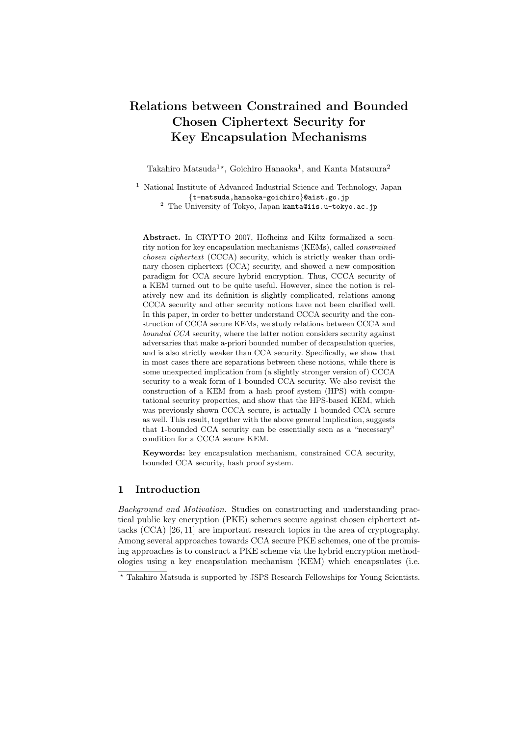# Relations between Constrained and Bounded Chosen Ciphertext Security for Key Encapsulation Mechanisms

Takahiro Matsuda[1⋆], Goichiro Hanaoka[1], and Kanta Matsuura[2]

[1] National Institute of Advanced Industrial Science and Technology, Japan
{t-matsuda,hanaoka-goichiro}@aist.go.jp
[2] The University of Tokyo, Japan kanta@iis.u-tokyo.ac.jp

**Abstract.** In CRYPTO 2007, Hofheinz and Kiltz formalized a security notion for key encapsulation mechanisms (KEMs), called *constrained chosen ciphertext* (CCCA) security, which is strictly weaker than ordinary chosen ciphertext (CCA) security, and showed a new composition paradigm for CCA secure hybrid encryption. Thus, CCCA security of a KEM turned out to be quite useful. However, since the notion is relatively new and its definition is slightly complicated, relations among CCCA security and other security notions have not been clarified well. In this paper, in order to better understand CCCA security and the construction of CCCA secure KEMs, we study relations between CCCA and *bounded CCA* security, where the latter notion considers security against adversaries that make a-priori bounded number of decapsulation queries, and is also strictly weaker than CCA security. Specifically, we show that in most cases there are separations between these notions, while there is some unexpected implication from (a slightly stronger version of) CCCA security to a weak form of 1-bounded CCA security. We also revisit the construction of a KEM from a hash proof system (HPS) with computational security properties, and show that the HPS-based KEM, which was previously shown CCCA secure, is actually 1-bounded CCA secure as well. This result, together with the above general implication, suggests that 1-bounded CCA security can be essentially seen as a "necessary" condition for a CCCA secure KEM.

**Keywords:** key encapsulation mechanism, constrained CCA security, bounded CCA security, hash proof system.

## 1 Introduction

*Background and Motivation.* Studies on constructing and understanding practical public key encryption (PKE) schemes secure against chosen ciphertext attacks (CCA) [26, 11] are important research topics in the area of cryptography. Among several approaches towards CCA secure PKE schemes, one of the promising approaches is to construct a PKE scheme via the hybrid encryption methodologies using a key encapsulation mechanism (KEM) which encapsulates (i.e.

⋆ Takahiro Matsuda is supported by JSPS Research Fellowships for Young Scientists.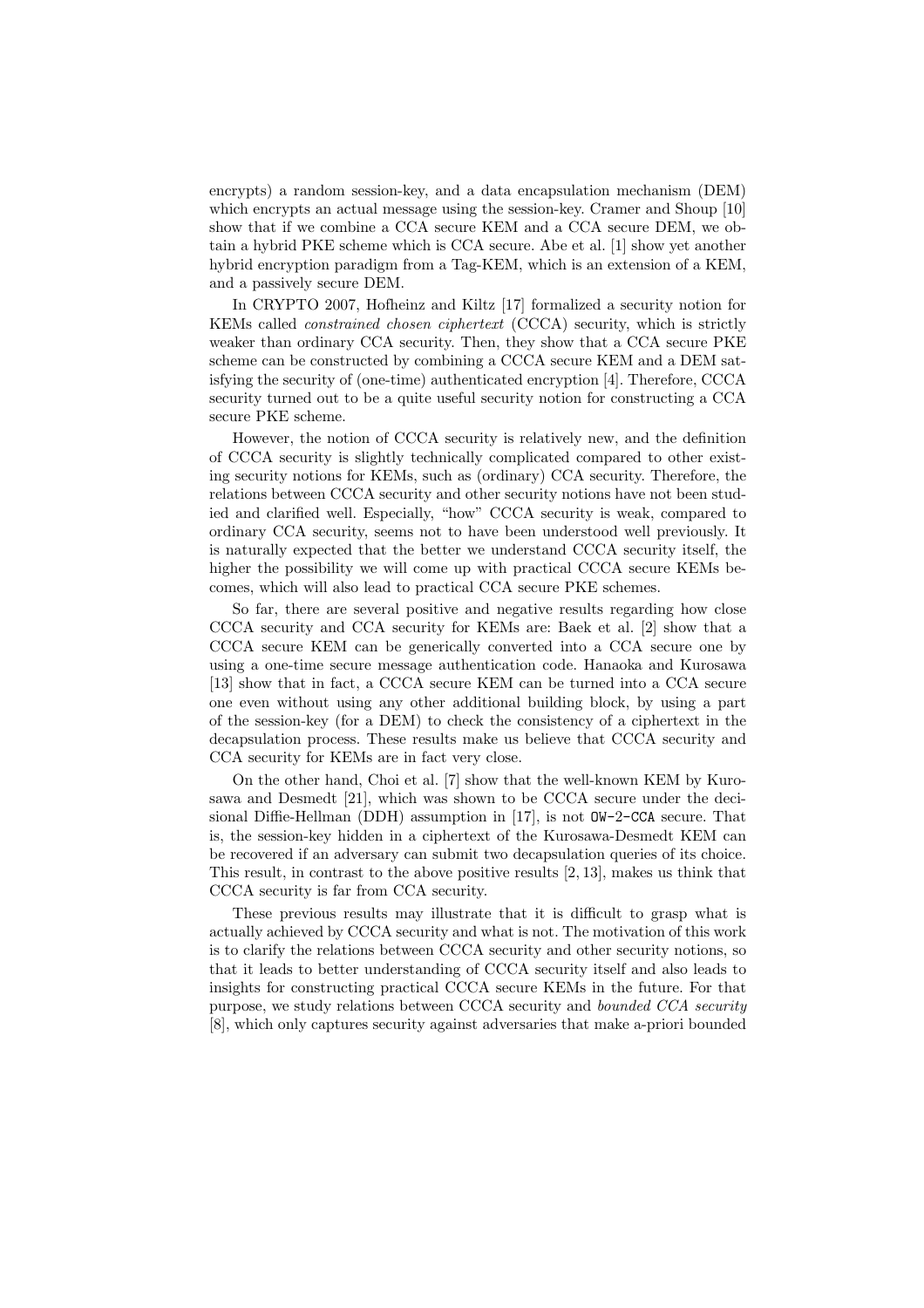encrypts) a random session-key, and a data encapsulation mechanism (DEM) which encrypts an actual message using the session-key. Cramer and Shoup [10] show that if we combine a CCA secure KEM and a CCA secure DEM, we obtain a hybrid PKE scheme which is CCA secure. Abe et al. [1] show yet another hybrid encryption paradigm from a Tag-KEM, which is an extension of a KEM, and a passively secure DEM.

In CRYPTO 2007, Hofheinz and Kiltz [17] formalized a security notion for KEMs called *constrained chosen ciphertext* (CCCA) security, which is strictly weaker than ordinary CCA security. Then, they show that a CCA secure PKE scheme can be constructed by combining a CCCA secure KEM and a DEM satisfying the security of (one-time) authenticated encryption [4]. Therefore, CCCA security turned out to be a quite useful security notion for constructing a CCA secure PKE scheme.

However, the notion of CCCA security is relatively new, and the definition of CCCA security is slightly technically complicated compared to other existing security notions for KEMs, such as (ordinary) CCA security. Therefore, the relations between CCCA security and other security notions have not been studied and clarified well. Especially, "how" CCCA security is weak, compared to ordinary CCA security, seems not to have been understood well previously. It is naturally expected that the better we understand CCCA security itself, the higher the possibility we will come up with practical CCCA secure KEMs becomes, which will also lead to practical CCA secure PKE schemes.

So far, there are several positive and negative results regarding how close CCCA security and CCA security for KEMs are: Baek et al. [2] show that a CCCA secure KEM can be generically converted into a CCA secure one by using a one-time secure message authentication code. Hanaoka and Kurosawa [13] show that in fact, a CCCA secure KEM can be turned into a CCA secure one even without using any other additional building block, by using a part of the session-key (for a DEM) to check the consistency of a ciphertext in the decapsulation process. These results make us believe that CCCA security and CCA security for KEMs are in fact very close.

On the other hand, Choi et al. [7] show that the well-known KEM by Kurosawa and Desmedt [21], which was shown to be CCCA secure under the decisional Diffie-Hellman (DDH) assumption in [17], is not OW-2-CCA secure. That is, the session-key hidden in a ciphertext of the Kurosawa-Desmedt KEM can be recovered if an adversary can submit two decapsulation queries of its choice. This result, in contrast to the above positive results [2, 13], makes us think that CCCA security is far from CCA security.

These previous results may illustrate that it is difficult to grasp what is actually achieved by CCCA security and what is not. The motivation of this work is to clarify the relations between CCCA security and other security notions, so that it leads to better understanding of CCCA security itself and also leads to insights for constructing practical CCCA secure KEMs in the future. For that purpose, we study relations between CCCA security and *bounded CCA security* [8], which only captures security against adversaries that make a-priori bounded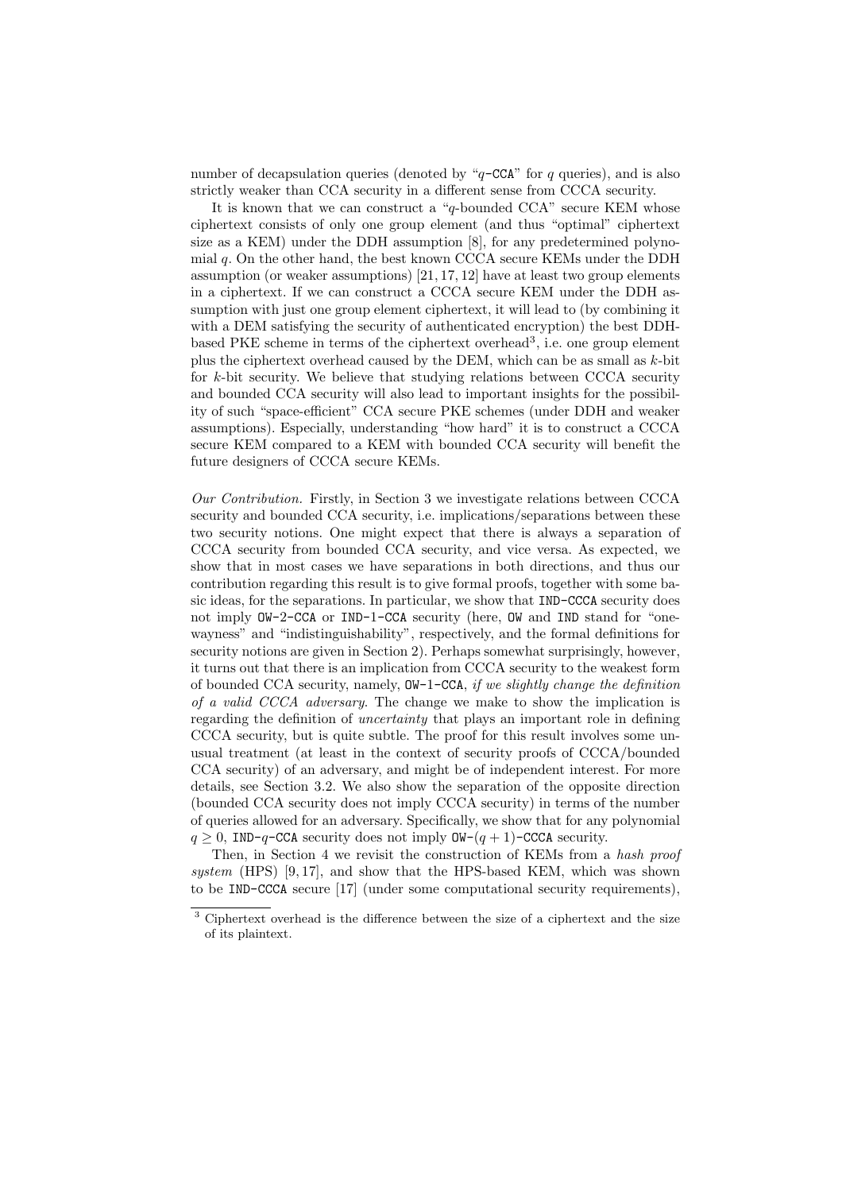number of decapsulation queries (denoted by "$q$-CCA" for $q$ queries), and is also strictly weaker than CCA security in a different sense from CCCA security.

It is known that we can construct a "$q$-bounded CCA" secure KEM whose ciphertext consists of only one group element (and thus "optimal" ciphertext size as a KEM) under the DDH assumption [8], for any predetermined polynomial $q$. On the other hand, the best known CCCA secure KEMs under the DDH assumption (or weaker assumptions) [21, 17, 12] have at least two group elements in a ciphertext. If we can construct a CCCA secure KEM under the DDH assumption with just one group element ciphertext, it will lead to (by combining it with a DEM satisfying the security of authenticated encryption) the best DDH-based PKE scheme in terms of the ciphertext overhead[3], i.e. one group element plus the ciphertext overhead caused by the DEM, which can be as small as $k$-bit for $k$-bit security. We believe that studying relations between CCCA security and bounded CCA security will also lead to important insights for the possibility of such "space-efficient" CCA secure PKE schemes (under DDH and weaker assumptions). Especially, understanding "how hard" it is to construct a CCCA secure KEM compared to a KEM with bounded CCA security will benefit the future designers of CCCA secure KEMs.

*Our Contribution.* Firstly, in Section 3 we investigate relations between CCCA security and bounded CCA security, i.e. implications/separations between these two security notions. One might expect that there is always a separation of CCCA security from bounded CCA security, and vice versa. As expected, we show that in most cases we have separations in both directions, and thus our contribution regarding this result is to give formal proofs, together with some basic ideas, for the separations. In particular, we show that IND-CCCA security does not imply OW-2-CCA or IND-1-CCA security (here, OW and IND stand for "one-wayness" and "indistinguishability", respectively, and the formal definitions for security notions are given in Section 2). Perhaps somewhat surprisingly, however, it turns out that there is an implication from CCCA security to the weakest form of bounded CCA security, namely, OW-1-CCA, *if we slightly change the definition of a valid CCCA adversary*. The change we make to show the implication is regarding the definition of *uncertainty* that plays an important role in defining CCCA security, but is quite subtle. The proof for this result involves some unusual treatment (at least in the context of security proofs of CCCA/bounded CCA security) of an adversary, and might be of independent interest. For more details, see Section 3.2. We also show the separation of the opposite direction (bounded CCA security does not imply CCCA security) in terms of the number of queries allowed for an adversary. Specifically, we show that for any polynomial $q \geq 0$, IND-$q$-CCA security does not imply OW-$(q+1)$-CCCA security.

Then, in Section 4 we revisit the construction of KEMs from a *hash proof system* (HPS) [9, 17], and show that the HPS-based KEM, which was shown to be IND-CCCA secure [17] (under some computational security requirements),

[3] Ciphertext overhead is the difference between the size of a ciphertext and the size of its plaintext.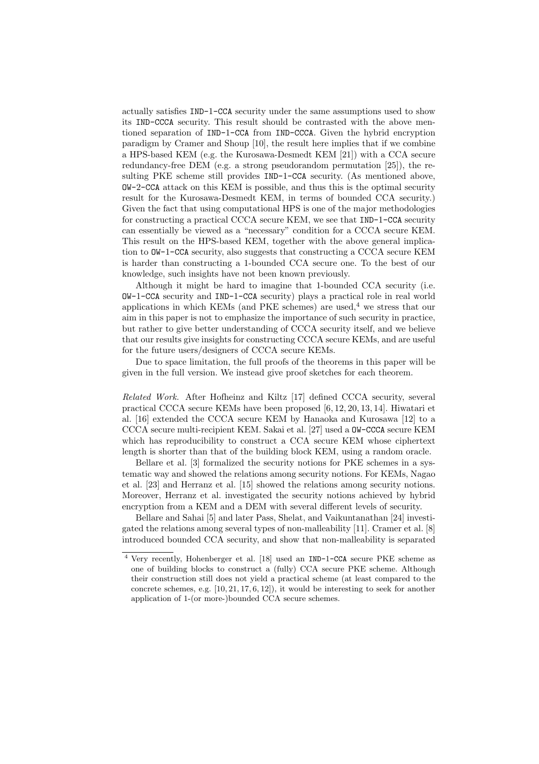actually satisfies IND-1-CCA security under the same assumptions used to show its IND-CCCA security. This result should be contrasted with the above mentioned separation of IND-1-CCA from IND-CCCA. Given the hybrid encryption paradigm by Cramer and Shoup [10], the result here implies that if we combine a HPS-based KEM (e.g. the Kurosawa-Desmedt KEM [21]) with a CCA secure redundancy-free DEM (e.g. a strong pseudorandom permutation [25]), the resulting PKE scheme still provides IND-1-CCA security. (As mentioned above, OW-2-CCA attack on this KEM is possible, and thus this is the optimal security result for the Kurosawa-Desmedt KEM, in terms of bounded CCA security.) Given the fact that using computational HPS is one of the major methodologies for constructing a practical CCCA secure KEM, we see that IND-1-CCA security can essentially be viewed as a "necessary" condition for a CCCA secure KEM. This result on the HPS-based KEM, together with the above general implication to OW-1-CCA security, also suggests that constructing a CCCA secure KEM is harder than constructing a 1-bounded CCA secure one. To the best of our knowledge, such insights have not been known previously.

Although it might be hard to imagine that 1-bounded CCA security (i.e. OW-1-CCA security and IND-1-CCA security) plays a practical role in real world applications in which KEMs (and PKE schemes) are used,[4] we stress that our aim in this paper is not to emphasize the importance of such security in practice, but rather to give better understanding of CCCA security itself, and we believe that our results give insights for constructing CCCA secure KEMs, and are useful for the future users/designers of CCCA secure KEMs.

Due to space limitation, the full proofs of the theorems in this paper will be given in the full version. We instead give proof sketches for each theorem.

*Related Work.* After Hofheinz and Kiltz [17] defined CCCA security, several practical CCCA secure KEMs have been proposed [6, 12, 20, 13, 14]. Hiwatari et al. [16] extended the CCCA secure KEM by Hanaoka and Kurosawa [12] to a CCCA secure multi-recipient KEM. Sakai et al. [27] used a OW-CCCA secure KEM which has reproducibility to construct a CCA secure KEM whose ciphertext length is shorter than that of the building block KEM, using a random oracle.

Bellare et al. [3] formalized the security notions for PKE schemes in a systematic way and showed the relations among security notions. For KEMs, Nagao et al. [23] and Herranz et al. [15] showed the relations among security notions. Moreover, Herranz et al. investigated the security notions achieved by hybrid encryption from a KEM and a DEM with several different levels of security.

Bellare and Sahai [5] and later Pass, Shelat, and Vaikuntanathan [24] investigated the relations among several types of non-malleability [11]. Cramer et al. [8] introduced bounded CCA security, and show that non-malleability is separated

[4] Very recently, Hohenberger et al. [18] used an IND-1-CCA secure PKE scheme as one of building blocks to construct a (fully) CCA secure PKE scheme. Although their construction still does not yield a practical scheme (at least compared to the concrete schemes, e.g. [10, 21, 17, 6, 12]), it would be interesting to seek for another application of 1-(or more-)bounded CCA secure schemes.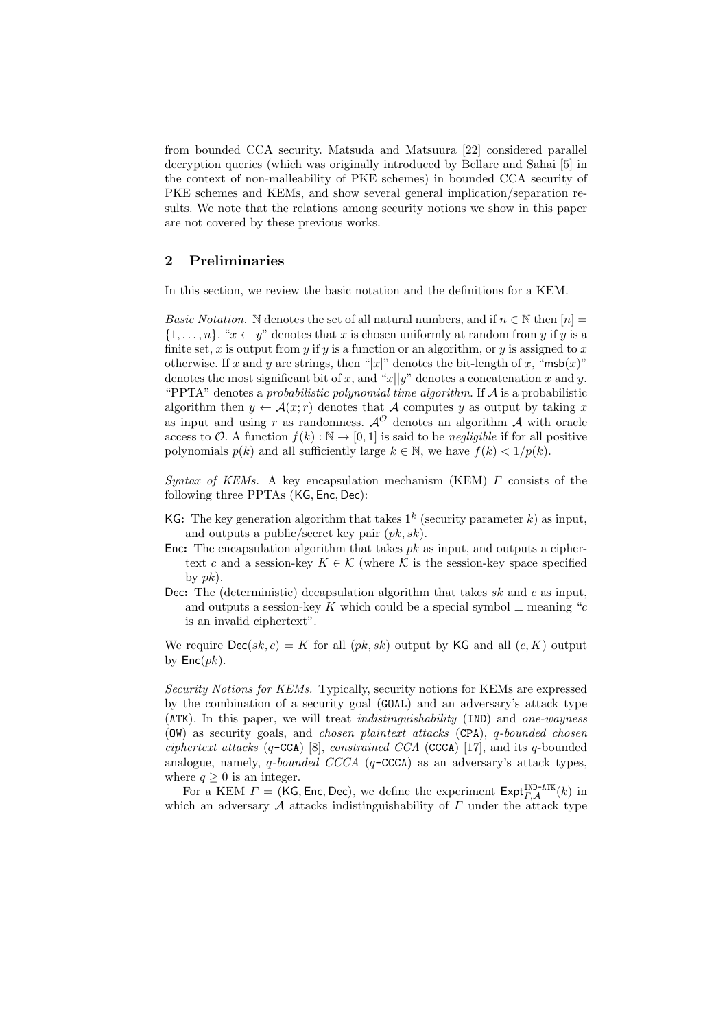from bounded CCA security. Matsuda and Matsuura [22] considered parallel decryption queries (which was originally introduced by Bellare and Sahai [5] in the context of non-malleability of PKE schemes) in bounded CCA security of PKE schemes and KEMs, and show several general implication/separation results. We note that the relations among security notions we show in this paper are not covered by these previous works.

## 2 Preliminaries

In this section, we review the basic notation and the definitions for a KEM.

*Basic Notation.* $\mathbb{N}$ denotes the set of all natural numbers, and if $n \in \mathbb{N}$ then $[n] = \{1, \dots, n\}$. "$x \leftarrow y$" denotes that $x$ is chosen uniformly at random from $y$ if $y$ is a finite set, $x$ is output from $y$ if $y$ is a function or an algorithm, or $y$ is assigned to $x$ otherwise. If $x$ and $y$ are strings, then "$|x|$" denotes the bit-length of $x$, "$\mathsf{msb}(x)$" denotes the most significant bit of $x$, and "$x||y$" denotes a concatenation $x$ and $y$. "PPTA" denotes a *probabilistic polynomial time algorithm*. If $\mathcal{A}$ is a probabilistic algorithm then $y \leftarrow \mathcal{A}(x; r)$ denotes that $\mathcal{A}$ computes $y$ as output by taking $x$ as input and using $r$ as randomness. $\mathcal{A}^{\mathcal{O}}$ denotes an algorithm $\mathcal{A}$ with oracle access to $\mathcal{O}$. A function $f(k) : \mathbb{N} \rightarrow [0, 1]$ is said to be *negligible* if for all positive polynomials $p(k)$ and all sufficiently large $k \in \mathbb{N}$, we have $f(k) < 1/p(k)$.

*Syntax of KEMs.* A key encapsulation mechanism (KEM) $\Gamma$ consists of the following three PPTAs $(\mathsf{KG}, \mathsf{Enc}, \mathsf{Dec})$:

- $\mathsf{KG}$**:** The key generation algorithm that takes $1^k$ (security parameter $k$) as input, and outputs a public/secret key pair $(pk, sk)$.
- $\mathsf{Enc}$**:** The encapsulation algorithm that takes $pk$ as input, and outputs a ciphertext $c$ and a session-key $K \in \mathcal{K}$ (where $\mathcal{K}$ is the session-key space specified by $pk$).
- $\mathsf{Dec}$**:** The (deterministic) decapsulation algorithm that takes $sk$ and $c$ as input, and outputs a session-key $K$ which could be a special symbol $\perp$ meaning "$c$ is an invalid ciphertext".

We require $\mathsf{Dec}(sk, c) = K$ for all $(pk, sk)$ output by $\mathsf{KG}$ and all $(c, K)$ output by $\mathsf{Enc}(pk)$.

*Security Notions for KEMs.* Typically, security notions for KEMs are expressed by the combination of a security goal (`GOAL`) and an adversary's attack type (`ATK`). In this paper, we will treat *indistinguishability* (`IND`) and *one-wayness* (`OW`) as security goals, and *chosen plaintext attacks* (`CPA`), *q-bounded chosen ciphertext attacks* ($q$-`CCA`) [8], *constrained CCA* (`CCCA`) [17], and its $q$-bounded analogue, namely, *q-bounded CCCA* ($q$-`CCCA`) as an adversary's attack types, where $q \geq 0$ is an integer.

For a KEM $\Gamma = (\mathsf{KG}, \mathsf{Enc}, \mathsf{Dec})$, we define the experiment $\mathsf{Expt}^{\mathtt{IND\text{-}ATK}}_{\Gamma,\mathcal{A}}(k)$ in which an adversary $\mathcal{A}$ attacks indistinguishability of $\Gamma$ under the attack type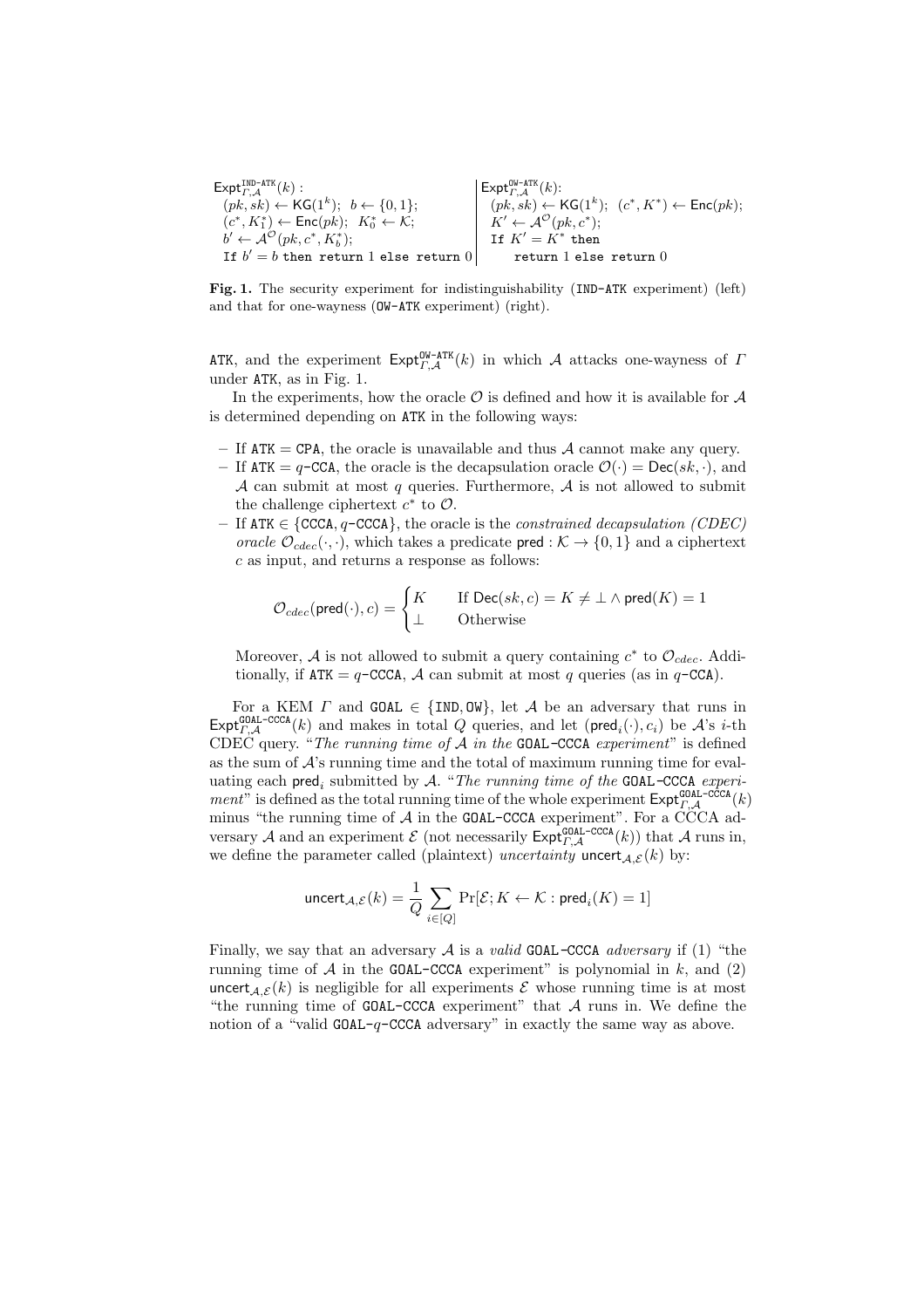```
Expt^{IND-ATK}_{Γ,A}(k) :                          | Expt^{OW-ATK}_{Γ,A}(k):
  (pk, sk) ← KG(1^k);  b ← {0,1};                  |   (pk, sk) ← KG(1^k);  (c*, K*) ← Enc(pk);
  (c*, K*_1) ← Enc(pk);  K*_0 ← K;                 |   K' ← A^O(pk, c*);
  b' ← A^O(pk, c*, K*_b);                          |   If K' = K* then
  If b' = b then return 1 else return 0            |     return 1 else return 0
```

**Fig. 1.** The security experiment for indistinguishability (IND-ATK experiment) (left) and that for one-wayness (OW-ATK experiment) (right).

ATK, and the experiment $\mathsf{Expt}^{\mathtt{OW\text{-}ATK}}_{\Gamma,\mathcal{A}}(k)$ in which $\mathcal{A}$ attacks one-wayness of $\Gamma$ under ATK, as in Fig. 1.

In the experiments, how the oracle $\mathcal{O}$ is defined and how it is available for $\mathcal{A}$ is determined depending on ATK in the following ways:

- If ATK = CPA, the oracle is unavailable and thus $\mathcal{A}$ cannot make any query.
- If ATK = $q$-CCA, the oracle is the decapsulation oracle $\mathcal{O}(\cdot) = \mathsf{Dec}(sk, \cdot)$, and $\mathcal{A}$ can submit at most $q$ queries. Furthermore, $\mathcal{A}$ is not allowed to submit the challenge ciphertext $c^*$ to $\mathcal{O}$.
- If ATK $\in$ {CCCA, $q$-CCCA}, the oracle is the *constrained decapsulation (CDEC) oracle* $\mathcal{O}_{cdec}(\cdot,\cdot)$, which takes a predicate $\mathsf{pred} : \mathcal{K} \to \{0,1\}$ and a ciphertext $c$ as input, and returns a response as follows:

$$\mathcal{O}_{cdec}(\mathsf{pred}(\cdot), c) = \begin{cases} K & \text{If } \mathsf{Dec}(sk, c) = K \neq \bot \wedge \mathsf{pred}(K) = 1 \\ \bot & \text{Otherwise} \end{cases}$$

  Moreover, $\mathcal{A}$ is not allowed to submit a query containing $c^*$ to $\mathcal{O}_{cdec}$. Additionally, if ATK = $q$-CCCA, $\mathcal{A}$ can submit at most $q$ queries (as in $q$-CCA).

For a KEM $\Gamma$ and GOAL $\in$ {IND, OW}, let $\mathcal{A}$ be an adversary that runs in $\mathsf{Expt}^{\mathtt{GOAL\text{-}CCCA}}_{\Gamma,\mathcal{A}}(k)$ and makes in total $Q$ queries, and let $(\mathsf{pred}_i(\cdot), c_i)$ be $\mathcal{A}$'s $i$-th CDEC query. "*The running time of* $\mathcal{A}$ *in the* GOAL-CCCA *experiment*" is defined as the sum of $\mathcal{A}$'s running time and the total of maximum running time for evaluating each $\mathsf{pred}_i$ submitted by $\mathcal{A}$. "*The running time of the* GOAL-CCCA *experiment*" is defined as the total running time of the whole experiment $\mathsf{Expt}^{\mathtt{GOAL\text{-}CCCA}}_{\Gamma,\mathcal{A}}(k)$ minus "the running time of $\mathcal{A}$ in the GOAL-CCCA experiment". For a CCCA adversary $\mathcal{A}$ and an experiment $\mathcal{E}$ (not necessarily $\mathsf{Expt}^{\mathtt{GOAL\text{-}CCCA}}_{\Gamma,\mathcal{A}}(k)$) that $\mathcal{A}$ runs in, we define the parameter called (plaintext) *uncertainty* $\mathsf{uncert}_{\mathcal{A},\mathcal{E}}(k)$ by:

$$\mathsf{uncert}_{\mathcal{A},\mathcal{E}}(k) = \frac{1}{Q} \sum_{i \in [Q]} \Pr[\mathcal{E}; K \leftarrow \mathcal{K} : \mathsf{pred}_i(K) = 1]$$

Finally, we say that an adversary $\mathcal{A}$ is a *valid* GOAL-CCCA *adversary* if (1) "the running time of $\mathcal{A}$ in the GOAL-CCCA experiment" is polynomial in $k$, and (2) $\mathsf{uncert}_{\mathcal{A},\mathcal{E}}(k)$ is negligible for all experiments $\mathcal{E}$ whose running time is at most "the running time of GOAL-CCCA experiment" that $\mathcal{A}$ runs in. We define the notion of a "valid GOAL-$q$-CCCA adversary" in exactly the same way as above.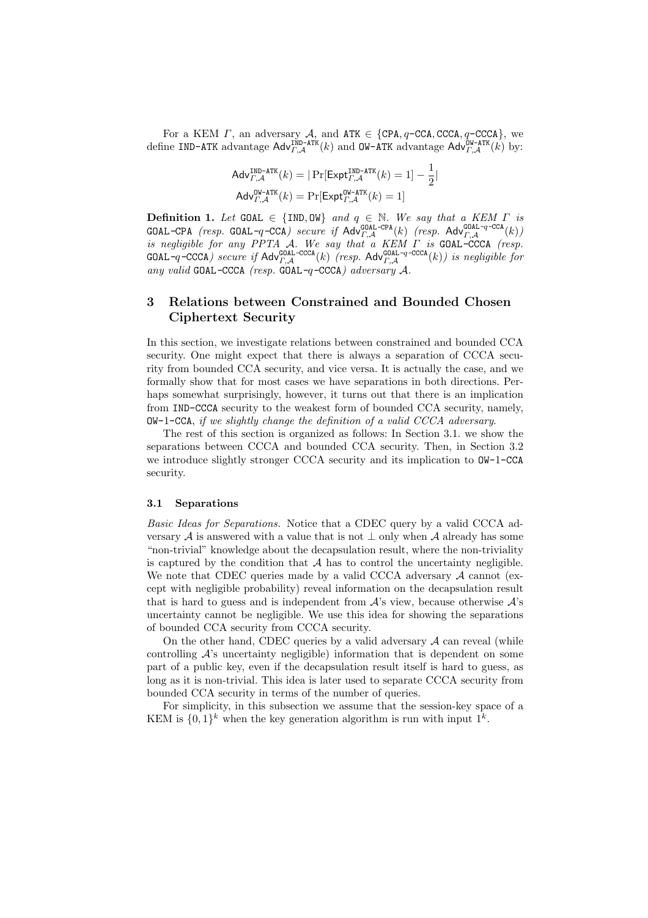For a KEM $\Gamma$, an adversary $\mathcal{A}$, and $\mathtt{ATK} \in \{\mathtt{CPA}, q\text{-}\mathtt{CCA}, \mathtt{CCCA}, q\text{-}\mathtt{CCCA}\}$, we define $\mathtt{IND\text{-}ATK}$ advantage $\mathsf{Adv}^{\mathtt{IND\text{-}ATK}}_{\Gamma,\mathcal{A}}(k)$ and $\mathtt{OW\text{-}ATK}$ advantage $\mathsf{Adv}^{\mathtt{OW\text{-}ATK}}_{\Gamma,\mathcal{A}}(k)$ by:

$$\mathsf{Adv}^{\mathtt{IND\text{-}ATK}}_{\Gamma,\mathcal{A}}(k) = |\Pr[\mathsf{Expt}^{\mathtt{IND\text{-}ATK}}_{\Gamma,\mathcal{A}}(k) = 1] - \frac{1}{2}|$$

$$\mathsf{Adv}^{\mathtt{OW\text{-}ATK}}_{\Gamma,\mathcal{A}}(k) = \Pr[\mathsf{Expt}^{\mathtt{OW\text{-}ATK}}_{\Gamma,\mathcal{A}}(k) = 1]$$

**Definition 1.** *Let $\mathtt{GOAL} \in \{\mathtt{IND}, \mathtt{OW}\}$ and $q \in \mathbb{N}$. We say that a KEM $\Gamma$ is $\mathtt{GOAL\text{-}CPA}$ (resp. $\mathtt{GOAL}\text{-}q\text{-}\mathtt{CCA}$) secure if $\mathsf{Adv}^{\mathtt{GOAL\text{-}CPA}}_{\Gamma,\mathcal{A}}(k)$ (resp. $\mathsf{Adv}^{\mathtt{GOAL}\text{-}q\text{-}\mathtt{CCA}}_{\Gamma,\mathcal{A}}(k)$) is negligible for any PPTA $\mathcal{A}$. We say that a KEM $\Gamma$ is $\mathtt{GOAL\text{-}CCCA}$ (resp. $\mathtt{GOAL}\text{-}q\text{-}\mathtt{CCCA}$) secure if $\mathsf{Adv}^{\mathtt{GOAL\text{-}CCCA}}_{\Gamma,\mathcal{A}}(k)$ (resp. $\mathsf{Adv}^{\mathtt{GOAL}\text{-}q\text{-}\mathtt{CCCA}}_{\Gamma,\mathcal{A}}(k)$) is negligible for any valid $\mathtt{GOAL\text{-}CCCA}$ (resp. $\mathtt{GOAL}\text{-}q\text{-}\mathtt{CCCA}$) adversary $\mathcal{A}$.*

## 3 Relations between Constrained and Bounded Chosen Ciphertext Security

In this section, we investigate relations between constrained and bounded CCA security. One might expect that there is always a separation of CCCA security from bounded CCA security, and vice versa. It is actually the case, and we formally show that for most cases we have separations in both directions. Perhaps somewhat surprisingly, however, it turns out that there is an implication from IND-CCCA security to the weakest form of bounded CCA security, namely, OW-1-CCA, *if we slightly change the definition of a valid CCCA adversary*.

The rest of this section is organized as follows: In Section 3.1. we show the separations between CCCA and bounded CCA security. Then, in Section 3.2 we introduce slightly stronger CCCA security and its implication to OW-1-CCA security.

### 3.1 Separations

*Basic Ideas for Separations.* Notice that a CDEC query by a valid CCCA adversary $\mathcal{A}$ is answered with a value that is not $\perp$ only when $\mathcal{A}$ already has some "non-trivial" knowledge about the decapsulation result, where the non-triviality is captured by the condition that $\mathcal{A}$ has to control the uncertainty negligible. We note that CDEC queries made by a valid CCCA adversary $\mathcal{A}$ cannot (except with negligible probability) reveal information on the decapsulation result that is hard to guess and is independent from $\mathcal{A}$'s view, because otherwise $\mathcal{A}$'s uncertainty cannot be negligible. We use this idea for showing the separations of bounded CCA security from CCCA security.

On the other hand, CDEC queries by a valid adversary $\mathcal{A}$ can reveal (while controlling $\mathcal{A}$'s uncertainty negligible) information that is dependent on some part of a public key, even if the decapsulation result itself is hard to guess, as long as it is non-trivial. This idea is later used to separate CCCA security from bounded CCA security in terms of the number of queries.

For simplicity, in this subsection we assume that the session-key space of a KEM is $\{0,1\}^k$ when the key generation algorithm is run with input $1^k$.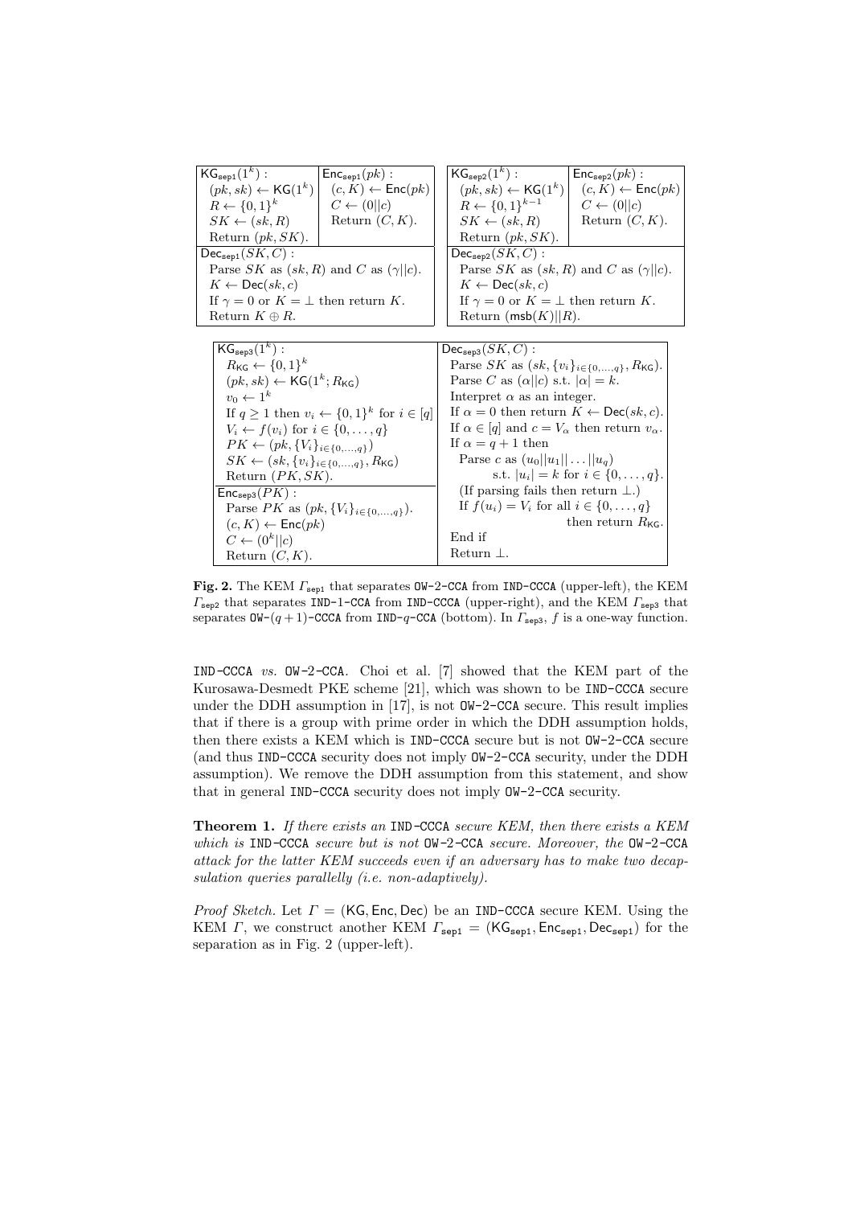| $\mathsf{KG}_{\mathsf{sep1}}(1^k)$ : | $\mathsf{Enc}_{\mathsf{sep1}}(pk)$ : |
|---|---|
| $(pk, sk) \leftarrow \mathsf{KG}(1^k)$ <br> $R \leftarrow \{0,1\}^k$ <br> $SK \leftarrow (sk, R)$ <br> Return $(pk, SK)$. | $(c, K) \leftarrow \mathsf{Enc}(pk)$ <br> $C \leftarrow (0 \| c)$ <br> Return $(C, K)$. |
| $\mathsf{Dec}_{\mathsf{sep1}}(SK, C)$ : <br> Parse $SK$ as $(sk, R)$ and $C$ as $(\gamma \| c)$. <br> $K \leftarrow \mathsf{Dec}(sk, c)$ <br> If $\gamma = 0$ or $K = \bot$ then return $K$. <br> Return $K \oplus R$. | |

| $\mathsf{KG}_{\mathsf{sep2}}(1^k)$ : | $\mathsf{Enc}_{\mathsf{sep2}}(pk)$ : |
|---|---|
| $(pk, sk) \leftarrow \mathsf{KG}(1^k)$ <br> $R \leftarrow \{0,1\}^{k-1}$ <br> $SK \leftarrow (sk, R)$ <br> Return $(pk, SK)$. | $(c, K) \leftarrow \mathsf{Enc}(pk)$ <br> $C \leftarrow (0 \| c)$ <br> Return $(C, K)$. |
| $\mathsf{Dec}_{\mathsf{sep2}}(SK, C)$ : <br> Parse $SK$ as $(sk, R)$ and $C$ as $(\gamma \| c)$. <br> $K \leftarrow \mathsf{Dec}(sk, c)$ <br> If $\gamma = 0$ or $K = \bot$ then return $K$. <br> Return $(\mathsf{msb}(K) \| R)$. | |

| $\mathsf{KG}_{\mathsf{sep3}}(1^k)$ : | $\mathsf{Dec}_{\mathsf{sep3}}(SK, C)$ : |
|---|---|
| $R_{\mathsf{KG}} \leftarrow \{0,1\}^k$ <br> $(pk, sk) \leftarrow \mathsf{KG}(1^k; R_{\mathsf{KG}})$ <br> $v_0 \leftarrow 1^k$ <br> If $q \geq 1$ then $v_i \leftarrow \{0,1\}^k$ for $i \in [q]$ <br> $V_i \leftarrow f(v_i)$ for $i \in \{0, \dots, q\}$ <br> $PK \leftarrow (pk, \{V_i\}_{i \in \{0,\dots,q\}})$ <br> $SK \leftarrow (sk, \{v_i\}_{i \in \{0,\dots,q\}}, R_{\mathsf{KG}})$ <br> Return $(PK, SK)$. | Parse $SK$ as $(sk, \{v_i\}_{i \in \{0,\dots,q\}}, R_{\mathsf{KG}})$. <br> Parse $C$ as $(\alpha \| c)$ s.t. $\lvert\alpha\rvert = k$. <br> Interpret $\alpha$ as an integer. <br> If $\alpha = 0$ then return $K \leftarrow \mathsf{Dec}(sk, c)$. <br> If $\alpha \in [q]$ and $c = V_\alpha$ then return $v_\alpha$. <br> If $\alpha = q + 1$ then <br> Parse $c$ as $(u_0 \| u_1 \| \dots \| u_q)$ s.t. $\lvert u_i\rvert = k$ for $i \in \{0, \dots, q\}$. <br> (If parsing fails then return $\bot$.) <br> If $f(u_i) = V_i$ for all $i \in \{0, \dots, q\}$ then return $R_{\mathsf{KG}}$. <br> End if <br> Return $\bot$. |
| $\mathsf{Enc}_{\mathsf{sep3}}(PK)$ : <br> Parse $PK$ as $(pk, \{V_i\}_{i \in \{0,\dots,q\}})$. <br> $(c, K) \leftarrow \mathsf{Enc}(pk)$ <br> $C \leftarrow (0^k \| c)$ <br> Return $(C, K)$. | |

**Fig. 2.** The KEM $\Gamma_{\mathsf{sep1}}$ that separates OW-2-CCA from IND-CCCA (upper-left), the KEM $\Gamma_{\mathsf{sep2}}$ that separates IND-1-CCA from IND-CCCA (upper-right), and the KEM $\Gamma_{\mathsf{sep3}}$ that separates OW-$(q+1)$-CCCA from IND-$q$-CCA (bottom). In $\Gamma_{\mathsf{sep3}}$, $f$ is a one-way function.

IND-CCCA *vs.* OW-2-CCA. Choi et al. [7] showed that the KEM part of the Kurosawa-Desmedt PKE scheme [21], which was shown to be IND-CCCA secure under the DDH assumption in [17], is not OW-2-CCA secure. This result implies that if there is a group with prime order in which the DDH assumption holds, then there exists a KEM which is IND-CCCA secure but is not OW-2-CCA secure (and thus IND-CCCA security does not imply OW-2-CCA security, under the DDH assumption). We remove the DDH assumption from this statement, and show that in general IND-CCCA security does not imply OW-2-CCA security.

**Theorem 1.** *If there exists an* IND-CCCA *secure KEM, then there exists a KEM which is* IND-CCCA *secure but is not* OW-2-CCA *secure. Moreover, the* OW-2-CCA *attack for the latter KEM succeeds even if an adversary has to make two decapsulation queries parallelly (i.e. non-adaptively).*

*Proof Sketch.* Let $\Gamma = (\mathsf{KG}, \mathsf{Enc}, \mathsf{Dec})$ be an IND-CCCA secure KEM. Using the KEM $\Gamma$, we construct another KEM $\Gamma_{\mathsf{sep1}} = (\mathsf{KG}_{\mathsf{sep1}}, \mathsf{Enc}_{\mathsf{sep1}}, \mathsf{Dec}_{\mathsf{sep1}})$ for the separation as in Fig. 2 (upper-left).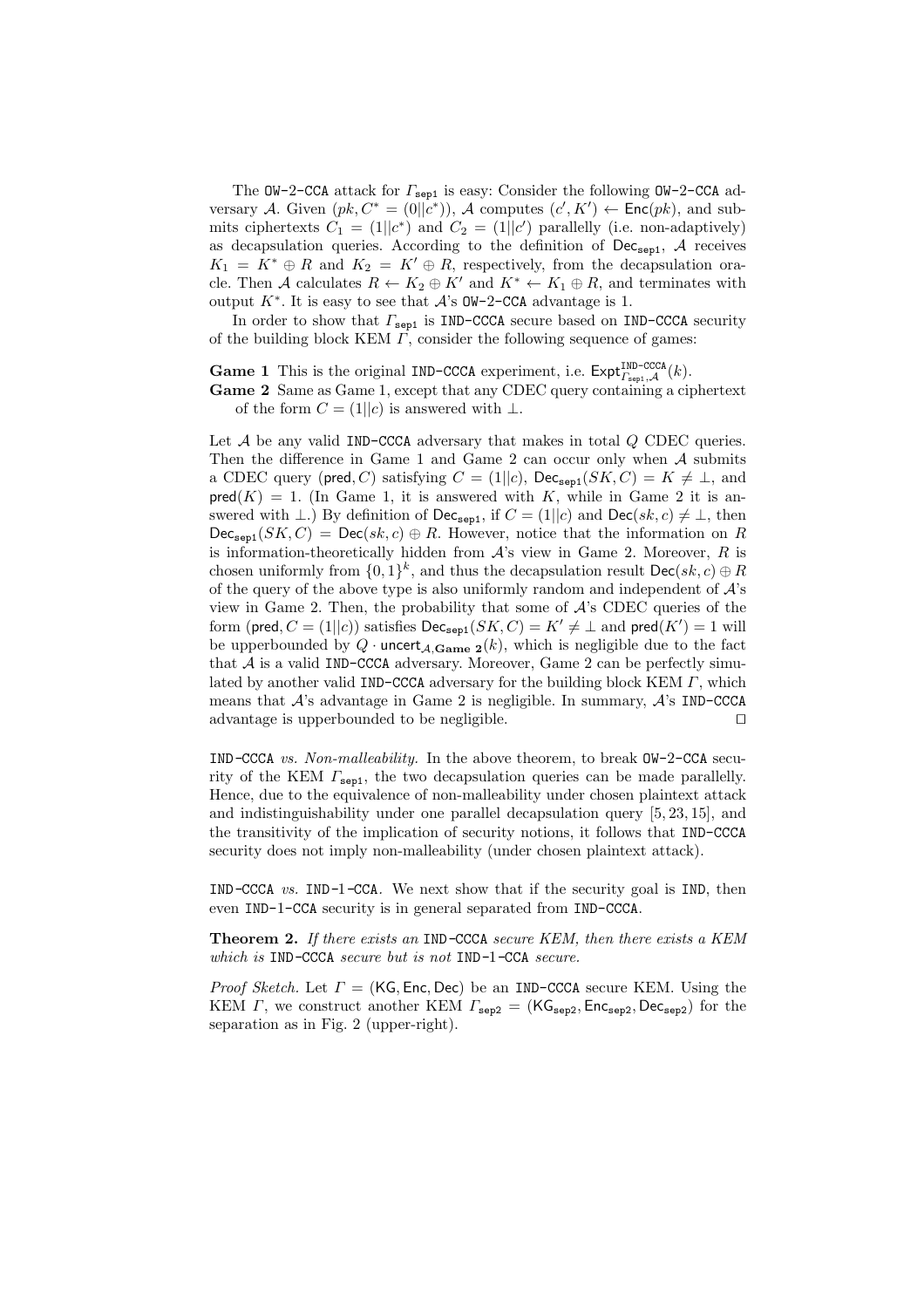The OW-2-CCA attack for $\Gamma_{\mathsf{sep1}}$ is easy: Consider the following OW-2-CCA adversary $\mathcal{A}$. Given $(pk, C^* = (0||c^*))$, $\mathcal{A}$ computes $(c', K') \leftarrow \mathsf{Enc}(pk)$, and submits ciphertexts $C_1 = (1||c^*)$ and $C_2 = (1||c')$ parallelly (i.e. non-adaptively) as decapsulation queries. According to the definition of $\mathsf{Dec}_{\mathsf{sep1}}$, $\mathcal{A}$ receives $K_1 = K^* \oplus R$ and $K_2 = K' \oplus R$, respectively, from the decapsulation oracle. Then $\mathcal{A}$ calculates $R \leftarrow K_2 \oplus K'$ and $K^* \leftarrow K_1 \oplus R$, and terminates with output $K^*$. It is easy to see that $\mathcal{A}$'s OW-2-CCA advantage is 1.

In order to show that $\Gamma_{\mathsf{sep1}}$ is IND-CCCA secure based on IND-CCCA security of the building block KEM $\Gamma$, consider the following sequence of games:

**Game 1** This is the original IND-CCCA experiment, i.e. $\mathsf{Expt}^{\mathtt{IND\text{-}CCCA}}_{\Gamma_{\mathsf{sep1}},\mathcal{A}}(k)$.

**Game 2** Same as Game 1, except that any CDEC query containing a ciphertext of the form $C = (1||c)$ is answered with $\bot$.

Let $\mathcal{A}$ be any valid IND-CCCA adversary that makes in total $Q$ CDEC queries. Then the difference in Game 1 and Game 2 can occur only when $\mathcal{A}$ submits a CDEC query $(\mathsf{pred}, C)$ satisfying $C = (1||c)$, $\mathsf{Dec}_{\mathsf{sep1}}(SK, C) = K \neq \bot$, and $\mathsf{pred}(K) = 1$. (In Game 1, it is answered with $K$, while in Game 2 it is answered with $\bot$.) By definition of $\mathsf{Dec}_{\mathsf{sep1}}$, if $C = (1||c)$ and $\mathsf{Dec}(sk, c) \neq \bot$, then $\mathsf{Dec}_{\mathsf{sep1}}(SK, C) = \mathsf{Dec}(sk, c) \oplus R$. However, notice that the information on $R$ is information-theoretically hidden from $\mathcal{A}$'s view in Game 2. Moreover, $R$ is chosen uniformly from $\{0,1\}^k$, and thus the decapsulation result $\mathsf{Dec}(sk, c) \oplus R$ of the query of the above type is also uniformly random and independent of $\mathcal{A}$'s view in Game 2. Then, the probability that some of $\mathcal{A}$'s CDEC queries of the form $(\mathsf{pred}, C = (1||c))$ satisfies $\mathsf{Dec}_{\mathsf{sep1}}(SK, C) = K' \neq \bot$ and $\mathsf{pred}(K') = 1$ will be upperbounded by $Q \cdot \mathsf{uncert}_{\mathcal{A},\mathbf{Game\ 2}}(k)$, which is negligible due to the fact that $\mathcal{A}$ is a valid IND-CCCA adversary. Moreover, Game 2 can be perfectly simulated by another valid IND-CCCA adversary for the building block KEM $\Gamma$, which means that $\mathcal{A}$'s advantage in Game 2 is negligible. In summary, $\mathcal{A}$'s IND-CCCA advantage is upperbounded to be negligible. ◻

*IND-CCCA vs. Non-malleability.* In the above theorem, to break OW-2-CCA security of the KEM $\Gamma_{\mathsf{sep1}}$, the two decapsulation queries can be made parallelly. Hence, due to the equivalence of non-malleability under chosen plaintext attack and indistinguishability under one parallel decapsulation query [5, 23, 15], and the transitivity of the implication of security notions, it follows that IND-CCCA security does not imply non-malleability (under chosen plaintext attack).

*IND-CCCA vs. IND-1-CCA.* We next show that if the security goal is IND, then even IND-1-CCA security is in general separated from IND-CCCA.

**Theorem 2.** *If there exists an IND-CCCA secure KEM, then there exists a KEM which is IND-CCCA secure but is not IND-1-CCA secure.*

*Proof Sketch.* Let $\Gamma = (\mathsf{KG}, \mathsf{Enc}, \mathsf{Dec})$ be an IND-CCCA secure KEM. Using the KEM $\Gamma$, we construct another KEM $\Gamma_{\mathsf{sep2}} = (\mathsf{KG}_{\mathsf{sep2}}, \mathsf{Enc}_{\mathsf{sep2}}, \mathsf{Dec}_{\mathsf{sep2}})$ for the separation as in Fig. 2 (upper-right).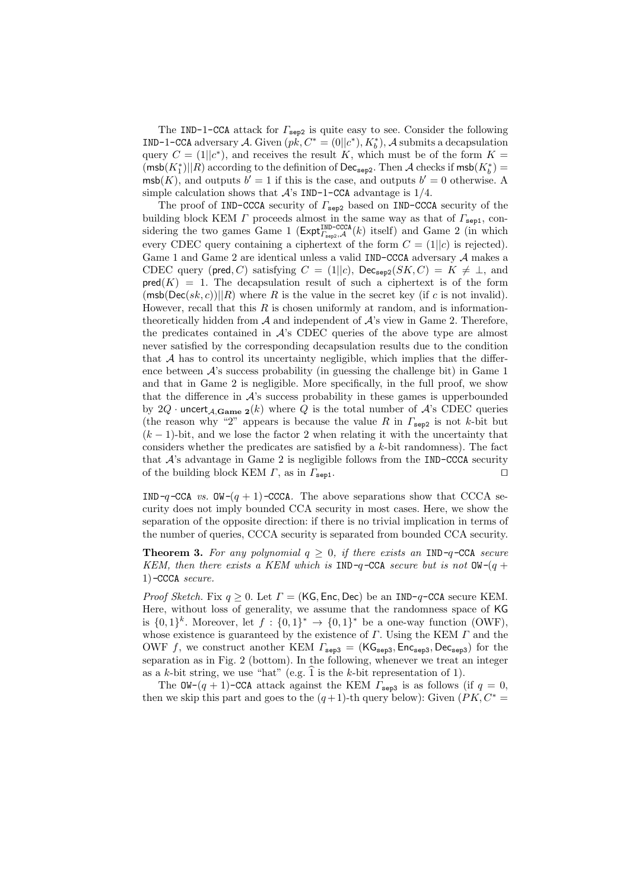The IND-1-CCA attack for $\Gamma_{\mathsf{sep2}}$ is quite easy to see. Consider the following IND-1-CCA adversary $\mathcal{A}$. Given $(pk, C^* = (0||c^*), K_b^*)$, $\mathcal{A}$ submits a decapsulation query $C = (1||c^*)$, and receives the result $K$, which must be of the form $K = (\mathsf{msb}(K_1^*)||R)$ according to the definition of $\mathsf{Dec}_{\mathsf{sep2}}$. Then $\mathcal{A}$ checks if $\mathsf{msb}(K_b^*) = \mathsf{msb}(K)$, and outputs $b' = 1$ if this is the case, and outputs $b' = 0$ otherwise. A simple calculation shows that $\mathcal{A}$'s IND-1-CCA advantage is $1/4$.

The proof of IND-CCCA security of $\Gamma_{\mathsf{sep2}}$ based on IND-CCCA security of the building block KEM $\Gamma$ proceeds almost in the same way as that of $\Gamma_{\mathsf{sep1}}$, considering the two games Game 1 ($\mathsf{Expt}^{\mathtt{IND\text{-}CCCA}}_{\Gamma_{\mathsf{sep2}},\mathcal{A}}(k)$ itself) and Game 2 (in which every CDEC query containing a ciphertext of the form $C = (1||c)$ is rejected). Game 1 and Game 2 are identical unless a valid IND-CCCA adversary $\mathcal{A}$ makes a CDEC query $(\mathsf{pred}, C)$ satisfying $C = (1||c)$, $\mathsf{Dec}_{\mathsf{sep2}}(SK, C) = K \neq \bot$, and $\mathsf{pred}(K) = 1$. The decapsulation result of such a ciphertext is of the form $(\mathsf{msb}(\mathsf{Dec}(sk, c))||R)$ where $R$ is the value in the secret key (if $c$ is not invalid). However, recall that this $R$ is chosen uniformly at random, and is information-theoretically hidden from $\mathcal{A}$ and independent of $\mathcal{A}$'s view in Game 2. Therefore, the predicates contained in $\mathcal{A}$'s CDEC queries of the above type are almost never satisfied by the corresponding decapsulation results due to the condition that $\mathcal{A}$ has to control its uncertainty negligible, which implies that the difference between $\mathcal{A}$'s success probability (in guessing the challenge bit) in Game 1 and that in Game 2 is negligible. More specifically, in the full proof, we show that the difference in $\mathcal{A}$'s success probability in these games is upperbounded by $2Q \cdot \mathsf{uncert}_{\mathcal{A},\mathbf{Game\ 2}}(k)$ where $Q$ is the total number of $\mathcal{A}$'s CDEC queries (the reason why "2" appears is because the value $R$ in $\Gamma_{\mathsf{sep2}}$ is not $k$-bit but $(k-1)$-bit, and we lose the factor 2 when relating it with the uncertainty that considers whether the predicates are satisfied by a $k$-bit randomness). The fact that $\mathcal{A}$'s advantage in Game 2 is negligible follows from the IND-CCCA security of the building block KEM $\Gamma$, as in $\Gamma_{\mathsf{sep1}}$. ⊓⊔

IND-$q$-CCA *vs.* OW-$(q+1)$-CCCA. The above separations show that CCCA security does not imply bounded CCA security in most cases. Here, we show the separation of the opposite direction: if there is no trivial implication in terms of the number of queries, CCCA security is separated from bounded CCA security.

**Theorem 3.** *For any polynomial $q \geq 0$, if there exists an IND-$q$-CCA secure KEM, then there exists a KEM which is IND-$q$-CCA secure but is not OW-$(q+1)$-CCCA secure.*

*Proof Sketch.* Fix $q \geq 0$. Let $\Gamma = (\mathsf{KG}, \mathsf{Enc}, \mathsf{Dec})$ be an IND-$q$-CCA secure KEM. Here, without loss of generality, we assume that the randomness space of $\mathsf{KG}$ is $\{0,1\}^k$. Moreover, let $f : \{0,1\}^* \to \{0,1\}^*$ be a one-way function (OWF), whose existence is guaranteed by the existence of $\Gamma$. Using the KEM $\Gamma$ and the OWF $f$, we construct another KEM $\Gamma_{\mathsf{sep3}} = (\mathsf{KG}_{\mathsf{sep3}}, \mathsf{Enc}_{\mathsf{sep3}}, \mathsf{Dec}_{\mathsf{sep3}})$ for the separation as in Fig. 2 (bottom). In the following, whenever we treat an integer as a $k$-bit string, we use "hat" (e.g. $\widehat{1}$ is the $k$-bit representation of 1).

The OW-$(q+1)$-CCA attack against the KEM $\Gamma_{\mathsf{sep3}}$ is as follows (if $q = 0$, then we skip this part and goes to the $(q+1)$-th query below): Given $(PK, C^* =$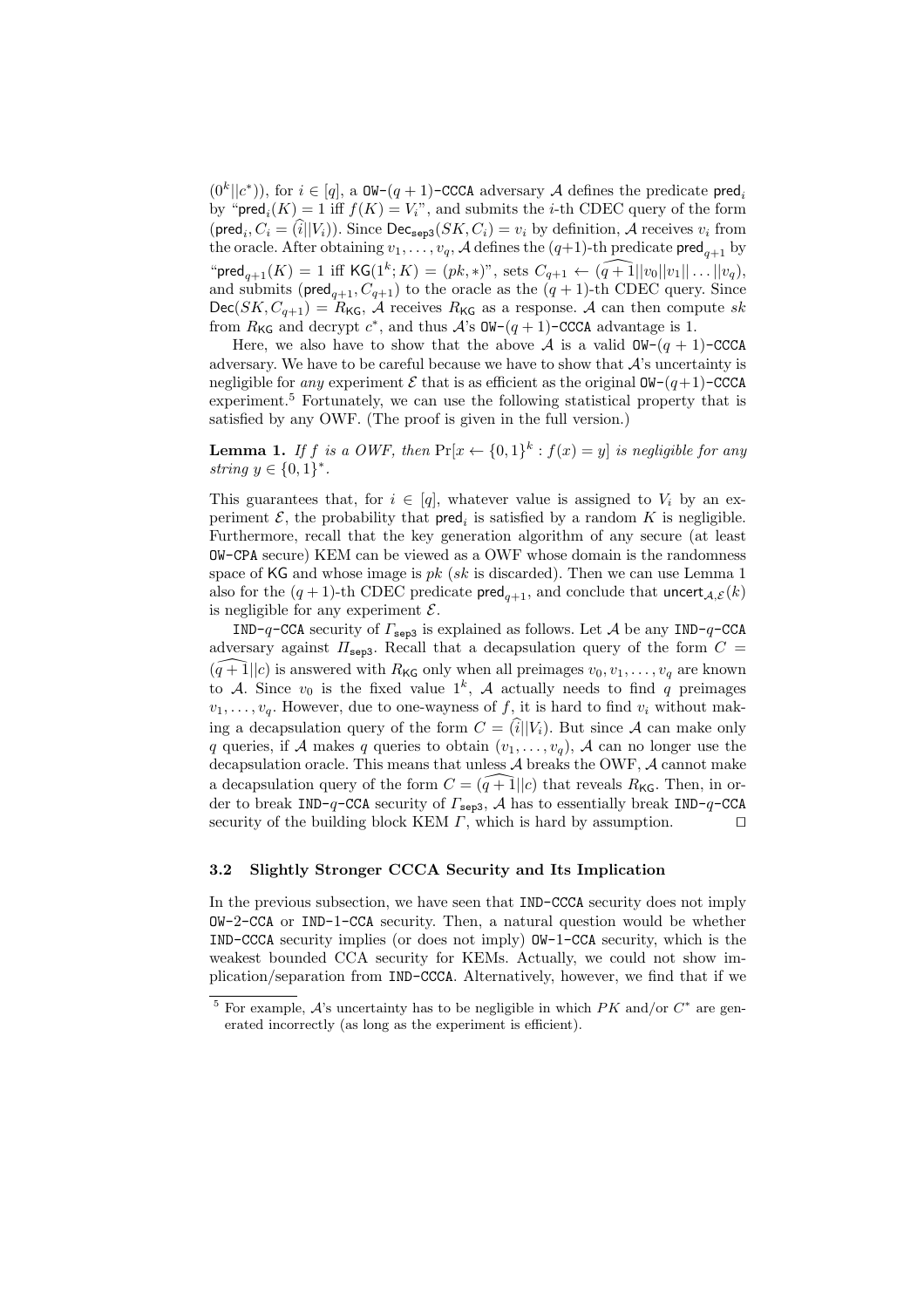$(0^k||c^*)$), for $i \in [q]$, a $\mathtt{OW}$-$(q+1)$-$\mathtt{CCCA}$ adversary $\mathcal{A}$ defines the predicate $\mathsf{pred}_i$ by "$\mathsf{pred}_i(K) = 1$ iff $f(K) = V_i$", and submits the $i$-th CDEC query of the form $(\mathsf{pred}_i, C_i = (\widehat{i}||V_i))$. Since $\mathsf{Dec}_{\mathsf{sep3}}(SK, C_i) = v_i$ by definition, $\mathcal{A}$ receives $v_i$ from the oracle. After obtaining $v_1, \dots, v_q$, $\mathcal{A}$ defines the $(q+1)$-th predicate $\mathsf{pred}_{q+1}$ by "$\mathsf{pred}_{q+1}(K) = 1$ iff $\mathsf{KG}(1^k; K) = (pk, *)$", sets $C_{q+1} \leftarrow (\widehat{q+1}||v_0||v_1|| \dots ||v_q)$, and submits $(\mathsf{pred}_{q+1}, C_{q+1})$ to the oracle as the $(q+1)$-th CDEC query. Since $\mathsf{Dec}(SK, C_{q+1}) = R_{\mathsf{KG}}$, $\mathcal{A}$ receives $R_{\mathsf{KG}}$ as a response. $\mathcal{A}$ can then compute $sk$ from $R_{\mathsf{KG}}$ and decrypt $c^*$, and thus $\mathcal{A}$'s $\mathtt{OW}$-$(q+1)$-$\mathtt{CCCA}$ advantage is 1.

Here, we also have to show that the above $\mathcal{A}$ is a valid $\mathtt{OW}$-$(q+1)$-$\mathtt{CCCA}$ adversary. We have to be careful because we have to show that $\mathcal{A}$'s uncertainty is negligible for *any* experiment $\mathcal{E}$ that is as efficient as the original $\mathtt{OW}$-$(q+1)$-$\mathtt{CCCA}$ experiment.[5] Fortunately, we can use the following statistical property that is satisfied by any OWF. (The proof is given in the full version.)

**Lemma 1.** *If $f$ is a OWF, then $\Pr[x \leftarrow \{0,1\}^k : f(x) = y]$ is negligible for any string $y \in \{0,1\}^*$.*

This guarantees that, for $i \in [q]$, whatever value is assigned to $V_i$ by an experiment $\mathcal{E}$, the probability that $\mathsf{pred}_i$ is satisfied by a random $K$ is negligible. Furthermore, recall that the key generation algorithm of any secure (at least $\mathtt{OW}$-$\mathtt{CPA}$ secure) KEM can be viewed as a OWF whose domain is the randomness space of $\mathsf{KG}$ and whose image is $pk$ ($sk$ is discarded). Then we can use Lemma 1 also for the $(q+1)$-th CDEC predicate $\mathsf{pred}_{q+1}$, and conclude that $\mathsf{uncert}_{\mathcal{A},\mathcal{E}}(k)$ is negligible for any experiment $\mathcal{E}$.

$\mathtt{IND}$-$q$-$\mathtt{CCA}$ security of $\Gamma_{\mathsf{sep3}}$ is explained as follows. Let $\mathcal{A}$ be any $\mathtt{IND}$-$q$-$\mathtt{CCA}$ adversary against $\Pi_{\mathsf{sep3}}$. Recall that a decapsulation query of the form $C = (\widehat{q+1}||c)$ is answered with $R_{\mathsf{KG}}$ only when all preimages $v_0, v_1, \dots, v_q$ are known to $\mathcal{A}$. Since $v_0$ is the fixed value $1^k$, $\mathcal{A}$ actually needs to find $q$ preimages $v_1, \dots, v_q$. However, due to one-wayness of $f$, it is hard to find $v_i$ without making a decapsulation query of the form $C = (\widehat{i}||V_i)$. But since $\mathcal{A}$ can make only $q$ queries, if $\mathcal{A}$ makes $q$ queries to obtain $(v_1, \dots, v_q)$, $\mathcal{A}$ can no longer use the decapsulation oracle. This means that unless $\mathcal{A}$ breaks the OWF, $\mathcal{A}$ cannot make a decapsulation query of the form $C = (\widehat{q+1}||c)$ that reveals $R_{\mathsf{KG}}$. Then, in order to break $\mathtt{IND}$-$q$-$\mathtt{CCA}$ security of $\Gamma_{\mathsf{sep3}}$, $\mathcal{A}$ has to essentially break $\mathtt{IND}$-$q$-$\mathtt{CCA}$ security of the building block KEM $\Gamma$, which is hard by assumption. □

### 3.2 Slightly Stronger CCCA Security and Its Implication

In the previous subsection, we have seen that $\mathtt{IND}$-$\mathtt{CCCA}$ security does not imply $\mathtt{OW}$-$2$-$\mathtt{CCA}$ or $\mathtt{IND}$-$1$-$\mathtt{CCA}$ security. Then, a natural question would be whether $\mathtt{IND}$-$\mathtt{CCCA}$ security implies (or does not imply) $\mathtt{OW}$-$1$-$\mathtt{CCA}$ security, which is the weakest bounded CCA security for KEMs. Actually, we could not show implication/separation from $\mathtt{IND}$-$\mathtt{CCCA}$. Alternatively, however, we find that if we

[5] For example, $\mathcal{A}$'s uncertainty has to be negligible in which $PK$ and/or $C^*$ are generated incorrectly (as long as the experiment is efficient).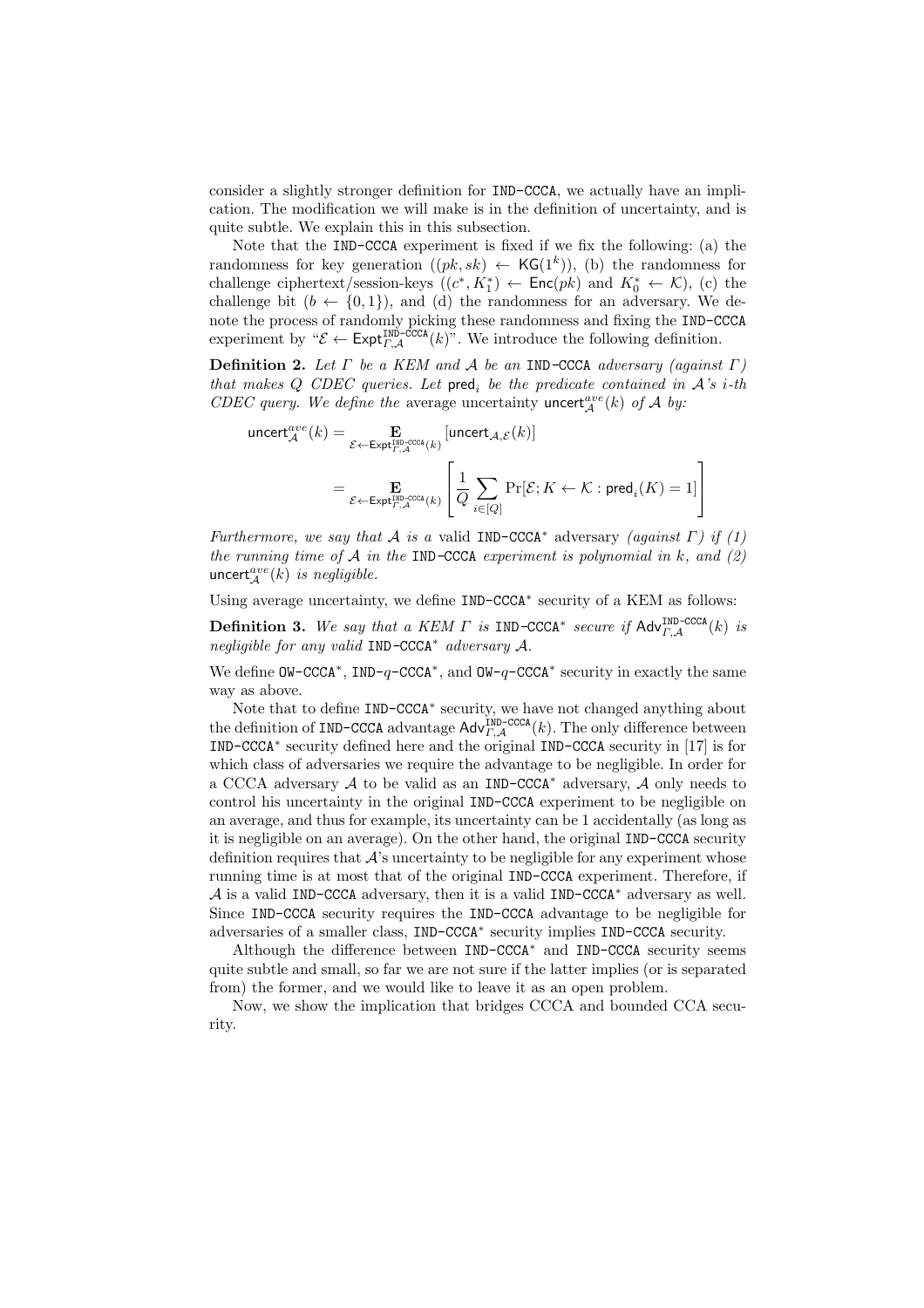consider a slightly stronger definition for IND-CCCA, we actually have an implication. The modification we will make is in the definition of uncertainty, and is quite subtle. We explain this in this subsection.

Note that the IND-CCCA experiment is fixed if we fix the following: (a) the randomness for key generation ($(pk, sk) \leftarrow \mathsf{KG}(1^k)$), (b) the randomness for challenge ciphertext/session-keys ($(c^*, K_1^*) \leftarrow \mathsf{Enc}(pk)$ and $K_0^* \leftarrow \mathcal{K}$), (c) the challenge bit ($b \leftarrow \{0,1\}$), and (d) the randomness for an adversary. We denote the process of randomly picking these randomness and fixing the IND-CCCA experiment by "$\mathcal{E} \leftarrow \mathsf{Expt}^{\mathtt{IND\text{-}CCCA}}_{\Gamma,\mathcal{A}}(k)$". We introduce the following definition.

**Definition 2.** *Let $\Gamma$ be a KEM and $\mathcal{A}$ be an IND-CCCA adversary (against $\Gamma$) that makes $Q$ CDEC queries. Let $\mathsf{pred}_i$ be the predicate contained in $\mathcal{A}$'s $i$-th CDEC query. We define the* average uncertainty $\mathsf{uncert}^{ave}_{\mathcal{A}}(k)$ *of $\mathcal{A}$ by:*

$$\begin{aligned}
\mathsf{uncert}^{ave}_{\mathcal{A}}(k) &= \mathop{\mathbf{E}}_{\mathcal{E} \leftarrow \mathsf{Expt}^{\mathtt{IND\text{-}CCCA}}_{\Gamma,\mathcal{A}}(k)} [\mathsf{uncert}_{\mathcal{A},\mathcal{E}}(k)] \\
&= \mathop{\mathbf{E}}_{\mathcal{E} \leftarrow \mathsf{Expt}^{\mathtt{IND\text{-}CCCA}}_{\Gamma,\mathcal{A}}(k)} \left[ \frac{1}{Q} \sum_{i \in [Q]} \Pr[\mathcal{E}; K \leftarrow \mathcal{K} : \mathsf{pred}_i(K) = 1] \right]
\end{aligned}$$

*Furthermore, we say that $\mathcal{A}$ is a* valid IND-CCCA$^*$ adversary *(against $\Gamma$) if (1) the running time of $\mathcal{A}$ in the IND-CCCA experiment is polynomial in $k$, and (2) $\mathsf{uncert}^{ave}_{\mathcal{A}}(k)$ is negligible.*

Using average uncertainty, we define IND-CCCA$^*$ security of a KEM as follows:

**Definition 3.** *We say that a KEM $\Gamma$ is IND-CCCA$^*$ secure if $\mathsf{Adv}^{\mathtt{IND\text{-}CCCA}}_{\Gamma,\mathcal{A}}(k)$ is negligible for any valid IND-CCCA$^*$ adversary $\mathcal{A}$.*

We define OW-CCCA$^*$, IND-$q$-CCCA$^*$, and OW-$q$-CCCA$^*$ security in exactly the same way as above.

Note that to define IND-CCCA$^*$ security, we have not changed anything about the definition of IND-CCCA advantage $\mathsf{Adv}^{\mathtt{IND\text{-}CCCA}}_{\Gamma,\mathcal{A}}(k)$. The only difference between IND-CCCA$^*$ security defined here and the original IND-CCCA security in [17] is for which class of adversaries we require the advantage to be negligible. In order for a CCCA adversary $\mathcal{A}$ to be valid as an IND-CCCA$^*$ adversary, $\mathcal{A}$ only needs to control his uncertainty in the original IND-CCCA experiment to be negligible on an average, and thus for example, its uncertainty can be 1 accidentally (as long as it is negligible on an average). On the other hand, the original IND-CCCA security definition requires that $\mathcal{A}$'s uncertainty to be negligible for any experiment whose running time is at most that of the original IND-CCCA experiment. Therefore, if $\mathcal{A}$ is a valid IND-CCCA adversary, then it is a valid IND-CCCA$^*$ adversary as well. Since IND-CCCA security requires the IND-CCCA advantage to be negligible for adversaries of a smaller class, IND-CCCA$^*$ security implies IND-CCCA security.

Although the difference between IND-CCCA$^*$ and IND-CCCA security seems quite subtle and small, so far we are not sure if the latter implies (or is separated from) the former, and we would like to leave it as an open problem.

Now, we show the implication that bridges CCCA and bounded CCA security.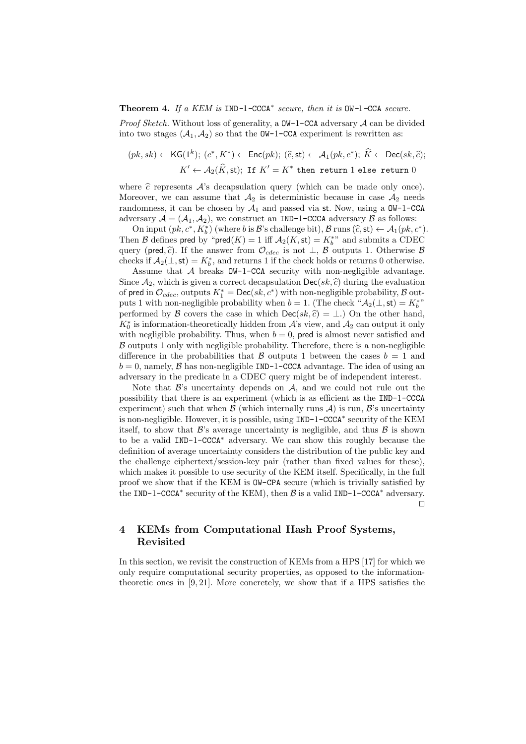**Theorem 4.** *If a KEM is* IND-1-CCCA$^*$ *secure, then it is* OW-1-CCA *secure.*

*Proof Sketch.* Without loss of generality, a OW-1-CCA adversary $\mathcal{A}$ can be divided into two stages $(\mathcal{A}_1, \mathcal{A}_2)$ so that the OW-1-CCA experiment is rewritten as:

$$(pk, sk) \leftarrow \mathsf{KG}(1^k);\ (c^*, K^*) \leftarrow \mathsf{Enc}(pk);\ (\widehat{c}, \mathsf{st}) \leftarrow \mathcal{A}_1(pk, c^*);\ \widehat{K} \leftarrow \mathsf{Dec}(sk, \widehat{c});$$
$$K' \leftarrow \mathcal{A}_2(\widehat{K}, \mathsf{st});\ \texttt{If } K' = K^* \texttt{ then return } 1 \texttt{ else return } 0$$

where $\widehat{c}$ represents $\mathcal{A}$'s decapsulation query (which can be made only once). Moreover, we can assume that $\mathcal{A}_2$ is deterministic because in case $\mathcal{A}_2$ needs randomness, it can be chosen by $\mathcal{A}_1$ and passed via $\mathsf{st}$. Now, using a OW-1-CCA adversary $\mathcal{A} = (\mathcal{A}_1, \mathcal{A}_2)$, we construct an IND-1-CCCA adversary $\mathcal{B}$ as follows:

On input $(pk, c^*, K_b^*)$ (where $b$ is $\mathcal{B}$'s challenge bit), $\mathcal{B}$ runs $(\widehat{c}, \mathsf{st}) \leftarrow \mathcal{A}_1(pk, c^*)$. Then $\mathcal{B}$ defines $\mathsf{pred}$ by "$\mathsf{pred}(K) = 1$ iff $\mathcal{A}_2(K, \mathsf{st}) = K_b^*$" and submits a CDEC query $(\mathsf{pred}, \widehat{c})$. If the answer from $\mathcal{O}_{cdec}$ is not $\bot$, $\mathcal{B}$ outputs 1. Otherwise $\mathcal{B}$ checks if $\mathcal{A}_2(\bot, \mathsf{st}) = K_b^*$, and returns 1 if the check holds or returns 0 otherwise.

Assume that $\mathcal{A}$ breaks OW-1-CCA security with non-negligible advantage. Since $\mathcal{A}_2$, which is given a correct decapsulation $\mathsf{Dec}(sk, \widehat{c})$ during the evaluation of $\mathsf{pred}$ in $\mathcal{O}_{cdec}$, outputs $K_1^* = \mathsf{Dec}(sk, c^*)$ with non-negligible probability, $\mathcal{B}$ outputs 1 with non-negligible probability when $b = 1$. (The check "$\mathcal{A}_2(\bot, \mathsf{st}) = K_b^*$" performed by $\mathcal{B}$ covers the case in which $\mathsf{Dec}(sk, \widehat{c}) = \bot$.) On the other hand, $K_0^*$ is information-theoretically hidden from $\mathcal{A}$'s view, and $\mathcal{A}_2$ can output it only with negligible probability. Thus, when $b = 0$, $\mathsf{pred}$ is almost never satisfied and $\mathcal{B}$ outputs 1 only with negligible probability. Therefore, there is a non-negligible difference in the probabilities that $\mathcal{B}$ outputs 1 between the cases $b = 1$ and $b = 0$, namely, $\mathcal{B}$ has non-negligible IND-1-CCCA advantage. The idea of using an adversary in the predicate in a CDEC query might be of independent interest.

Note that $\mathcal{B}$'s uncertainty depends on $\mathcal{A}$, and we could not rule out the possibility that there is an experiment (which is as efficient as the IND-1-CCCA experiment) such that when $\mathcal{B}$ (which internally runs $\mathcal{A}$) is run, $\mathcal{B}$'s uncertainty is non-negligible. However, it is possible, using IND-1-CCCA$^*$ security of the KEM itself, to show that $\mathcal{B}$'s average uncertainty is negligible, and thus $\mathcal{B}$ is shown to be a valid IND-1-CCCA$^*$ adversary. We can show this roughly because the definition of average uncertainty considers the distribution of the public key and the challenge ciphertext/session-key pair (rather than fixed values for these), which makes it possible to use security of the KEM itself. Specifically, in the full proof we show that if the KEM is OW-CPA secure (which is trivially satisfied by the IND-1-CCCA$^*$ security of the KEM), then $\mathcal{B}$ is a valid IND-1-CCCA$^*$ adversary. □

## 4 KEMs from Computational Hash Proof Systems, Revisited

In this section, we revisit the construction of KEMs from a HPS [17] for which we only require computational security properties, as opposed to the information-theoretic ones in [9, 21]. More concretely, we show that if a HPS satisfies the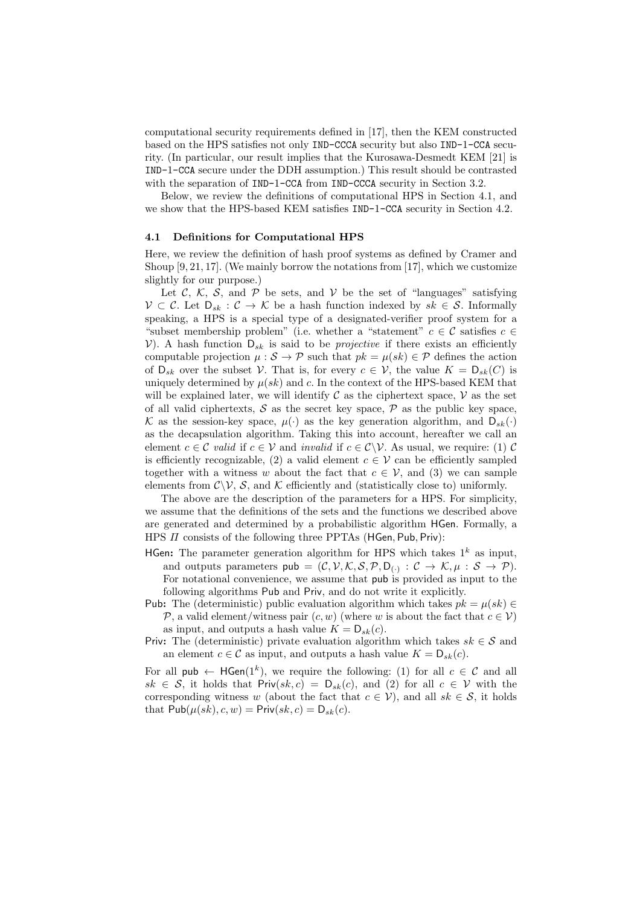computational security requirements defined in [17], then the KEM constructed based on the HPS satisfies not only IND-CCCA security but also IND-1-CCA security. (In particular, our result implies that the Kurosawa-Desmedt KEM [21] is IND-1-CCA secure under the DDH assumption.) This result should be contrasted with the separation of IND-1-CCA from IND-CCCA security in Section 3.2.

Below, we review the definitions of computational HPS in Section 4.1, and we show that the HPS-based KEM satisfies IND-1-CCA security in Section 4.2.

### 4.1 Definitions for Computational HPS

Here, we review the definition of hash proof systems as defined by Cramer and Shoup [9, 21, 17]. (We mainly borrow the notations from [17], which we customize slightly for our purpose.)

Let $\mathcal{C}$, $\mathcal{K}$, $\mathcal{S}$, and $\mathcal{P}$ be sets, and $\mathcal{V}$ be the set of "languages" satisfying $\mathcal{V} \subset \mathcal{C}$. Let $\mathsf{D}_{sk} : \mathcal{C} \to \mathcal{K}$ be a hash function indexed by $sk \in \mathcal{S}$. Informally speaking, a HPS is a special type of a designated-verifier proof system for a "subset membership problem" (i.e. whether a "statement" $c \in \mathcal{C}$ satisfies $c \in \mathcal{V}$). A hash function $\mathsf{D}_{sk}$ is said to be *projective* if there exists an efficiently computable projection $\mu : \mathcal{S} \to \mathcal{P}$ such that $pk = \mu(sk) \in \mathcal{P}$ defines the action of $\mathsf{D}_{sk}$ over the subset $\mathcal{V}$. That is, for every $c \in \mathcal{V}$, the value $K = \mathsf{D}_{sk}(C)$ is uniquely determined by $\mu(sk)$ and $c$. In the context of the HPS-based KEM that will be explained later, we will identify $\mathcal{C}$ as the ciphertext space, $\mathcal{V}$ as the set of all valid ciphertexts, $\mathcal{S}$ as the secret key space, $\mathcal{P}$ as the public key space, $\mathcal{K}$ as the session-key space, $\mu(\cdot)$ as the key generation algorithm, and $\mathsf{D}_{sk}(\cdot)$ as the decapsulation algorithm. Taking this into account, hereafter we call an element $c \in \mathcal{C}$ *valid* if $c \in \mathcal{V}$ and *invalid* if $c \in \mathcal{C} \backslash \mathcal{V}$. As usual, we require: (1) $\mathcal{C}$ is efficiently recognizable, (2) a valid element $c \in \mathcal{V}$ can be efficiently sampled together with a witness $w$ about the fact that $c \in \mathcal{V}$, and (3) we can sample elements from $\mathcal{C} \backslash \mathcal{V}$, $\mathcal{S}$, and $\mathcal{K}$ efficiently and (statistically close to) uniformly.

The above are the description of the parameters for a HPS. For simplicity, we assume that the definitions of the sets and the functions we described above are generated and determined by a probabilistic algorithm $\mathsf{HGen}$. Formally, a HPS $\Pi$ consists of the following three PPTAs ($\mathsf{HGen}, \mathsf{Pub}, \mathsf{Priv}$):

- **$\mathsf{HGen}$:** The parameter generation algorithm for HPS which takes $1^k$ as input, and outputs parameters $\mathsf{pub} = (\mathcal{C}, \mathcal{V}, \mathcal{K}, \mathcal{S}, \mathcal{P}, \mathsf{D}_{(\cdot)} : \mathcal{C} \to \mathcal{K}, \mu : \mathcal{S} \to \mathcal{P})$. For notational convenience, we assume that $\mathsf{pub}$ is provided as input to the following algorithms $\mathsf{Pub}$ and $\mathsf{Priv}$, and do not write it explicitly.
- **$\mathsf{Pub}$:** The (deterministic) public evaluation algorithm which takes $pk = \mu(sk) \in \mathcal{P}$, a valid element/witness pair $(c, w)$ (where $w$ is about the fact that $c \in \mathcal{V}$) as input, and outputs a hash value $K = \mathsf{D}_{sk}(c)$.
- **$\mathsf{Priv}$:** The (deterministic) private evaluation algorithm which takes $sk \in \mathcal{S}$ and an element $c \in \mathcal{C}$ as input, and outputs a hash value $K = \mathsf{D}_{sk}(c)$.

For all $\mathsf{pub} \leftarrow \mathsf{HGen}(1^k)$, we require the following: (1) for all $c \in \mathcal{C}$ and all $sk \in \mathcal{S}$, it holds that $\mathsf{Priv}(sk, c) = \mathsf{D}_{sk}(c)$, and (2) for all $c \in \mathcal{V}$ with the corresponding witness $w$ (about the fact that $c \in \mathcal{V}$), and all $sk \in \mathcal{S}$, it holds that $\mathsf{Pub}(\mu(sk), c, w) = \mathsf{Priv}(sk, c) = \mathsf{D}_{sk}(c)$.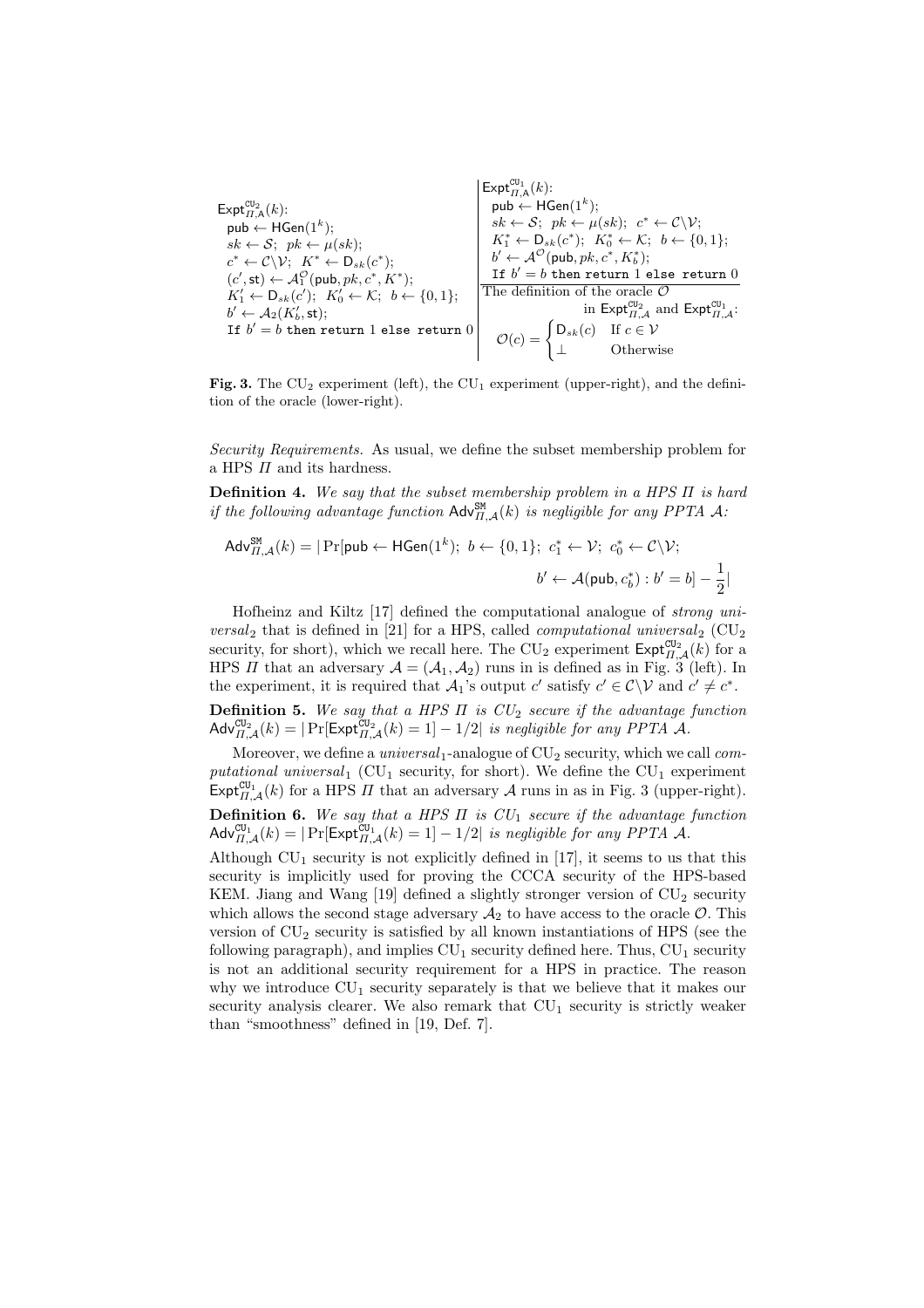$\mathsf{Expt}^{\mathtt{CU}_2}_{\Pi,\mathsf{A}}(k)$:
  $\mathsf{pub} \leftarrow \mathsf{HGen}(1^k)$;
  $sk \leftarrow \mathcal{S}$; $pk \leftarrow \mu(sk)$;
  $c^* \leftarrow \mathcal{C}\backslash\mathcal{V}$; $K^* \leftarrow \mathsf{D}_{sk}(c^*)$;
  $(c', \mathsf{st}) \leftarrow \mathcal{A}_1^{\mathcal{O}}(\mathsf{pub}, pk, c^*, K^*)$;
  $K'_1 \leftarrow \mathsf{D}_{sk}(c')$; $K'_0 \leftarrow \mathcal{K}$; $b \leftarrow \{0,1\}$;
  $b' \leftarrow \mathcal{A}_2(K'_b, \mathsf{st})$;
  If $b' = b$ then return 1 else return 0

$\mathsf{Expt}^{\mathtt{CU}_1}_{\Pi,\mathsf{A}}(k)$:
  $\mathsf{pub} \leftarrow \mathsf{HGen}(1^k)$;
  $sk \leftarrow \mathcal{S}$; $pk \leftarrow \mu(sk)$; $c^* \leftarrow \mathcal{C}\backslash\mathcal{V}$;
  $K_1^* \leftarrow \mathsf{D}_{sk}(c^*)$; $K_0^* \leftarrow \mathcal{K}$; $b \leftarrow \{0,1\}$;
  $b' \leftarrow \mathcal{A}^{\mathcal{O}}(\mathsf{pub}, pk, c^*, K_b^*)$;
  If $b' = b$ then return 1 else return 0

The definition of the oracle $\mathcal{O}$ in $\mathsf{Expt}^{\mathtt{CU}_2}_{\Pi,\mathcal{A}}$ and $\mathsf{Expt}^{\mathtt{CU}_1}_{\Pi,\mathcal{A}}$:

$$\mathcal{O}(c) = \begin{cases} \mathsf{D}_{sk}(c) & \text{If } c \in \mathcal{V} \\ \bot & \text{Otherwise} \end{cases}$$

**Fig. 3.** The $\mathrm{CU}_2$ experiment (left), the $\mathrm{CU}_1$ experiment (upper-right), and the definition of the oracle (lower-right).

*Security Requirements.* As usual, we define the subset membership problem for a HPS $\Pi$ and its hardness.

**Definition 4.** *We say that the subset membership problem in a HPS $\Pi$ is hard if the following advantage function $\mathsf{Adv}^{\mathtt{SM}}_{\Pi,\mathcal{A}}(k)$ is negligible for any PPTA $\mathcal{A}$:*

$$\mathsf{Adv}^{\mathtt{SM}}_{\Pi,\mathcal{A}}(k) = |\Pr[\mathsf{pub} \leftarrow \mathsf{HGen}(1^k);\ b \leftarrow \{0,1\};\ c_1^* \leftarrow \mathcal{V};\ c_0^* \leftarrow \mathcal{C}\backslash\mathcal{V};$$
$$b' \leftarrow \mathcal{A}(\mathsf{pub}, c_b^*) : b' = b] - \frac{1}{2}|$$

Hofheinz and Kiltz [17] defined the computational analogue of *strong universal*$_2$ that is defined in [21] for a HPS, called *computational universal*$_2$ ($\mathrm{CU}_2$ security, for short), which we recall here. The $\mathrm{CU}_2$ experiment $\mathsf{Expt}^{\mathtt{CU}_2}_{\Pi,\mathcal{A}}(k)$ for a HPS $\Pi$ that an adversary $\mathcal{A} = (\mathcal{A}_1, \mathcal{A}_2)$ runs in is defined as in Fig. 3 (left). In the experiment, it is required that $\mathcal{A}_1$'s output $c'$ satisfy $c' \in \mathcal{C}\backslash\mathcal{V}$ and $c' \neq c^*$.

**Definition 5.** *We say that a HPS $\Pi$ is $CU_2$ secure if the advantage function $\mathsf{Adv}^{\mathtt{CU}_2}_{\Pi,\mathcal{A}}(k) = |\Pr[\mathsf{Expt}^{\mathtt{CU}_2}_{\Pi,\mathcal{A}}(k) = 1] - 1/2|$ is negligible for any PPTA $\mathcal{A}$.*

Moreover, we define a *universal*$_1$-analogue of $\mathrm{CU}_2$ security, which we call *computational universal*$_1$ ($\mathrm{CU}_1$ security, for short). We define the $\mathrm{CU}_1$ experiment $\mathsf{Expt}^{\mathtt{CU}_1}_{\Pi,\mathcal{A}}(k)$ for a HPS $\Pi$ that an adversary $\mathcal{A}$ runs in as in Fig. 3 (upper-right).

**Definition 6.** *We say that a HPS $\Pi$ is $CU_1$ secure if the advantage function $\mathsf{Adv}^{\mathtt{CU}_1}_{\Pi,\mathcal{A}}(k) = |\Pr[\mathsf{Expt}^{\mathtt{CU}_1}_{\Pi,\mathcal{A}}(k) = 1] - 1/2|$ is negligible for any PPTA $\mathcal{A}$.*

Although $\mathrm{CU}_1$ security is not explicitly defined in [17], it seems to us that this security is implicitly used for proving the CCCA security of the HPS-based KEM. Jiang and Wang [19] defined a slightly stronger version of $\mathrm{CU}_2$ security which allows the second stage adversary $\mathcal{A}_2$ to have access to the oracle $\mathcal{O}$. This version of $\mathrm{CU}_2$ security is satisfied by all known instantiations of HPS (see the following paragraph), and implies $\mathrm{CU}_1$ security defined here. Thus, $\mathrm{CU}_1$ security is not an additional security requirement for a HPS in practice. The reason why we introduce $\mathrm{CU}_1$ security separately is that we believe that it makes our security analysis clearer. We also remark that $\mathrm{CU}_1$ security is strictly weaker than "smoothness" defined in [19, Def. 7].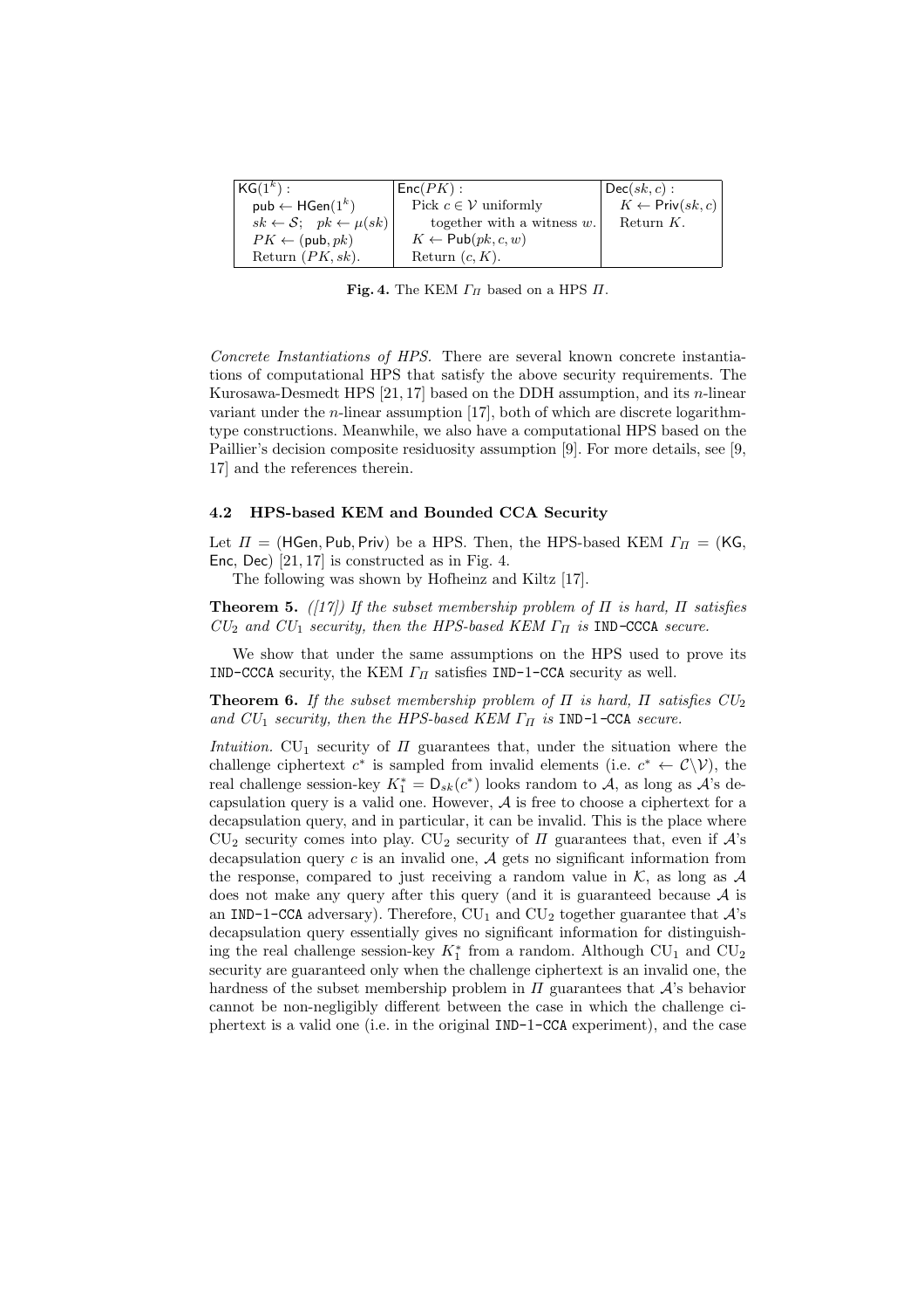| $\mathsf{KG}(1^k)$ : | $\mathsf{Enc}(PK)$ : | $\mathsf{Dec}(sk, c)$ : |
|---|---|---|
| $\mathsf{pub} \leftarrow \mathsf{HGen}(1^k)$ | Pick $c \in \mathcal{V}$ uniformly | $K \leftarrow \mathsf{Priv}(sk, c)$ |
| $sk \leftarrow \mathcal{S}$; $pk \leftarrow \mu(sk)$ | together with a witness $w$. | Return $K$. |
| $PK \leftarrow (\mathsf{pub}, pk)$ | $K \leftarrow \mathsf{Pub}(pk, c, w)$ | |
| Return $(PK, sk)$. | Return $(c, K)$. | |

**Fig. 4.** The KEM $\Gamma_\Pi$ based on a HPS $\Pi$.

*Concrete Instantiations of HPS.* There are several known concrete instantiations of computational HPS that satisfy the above security requirements. The Kurosawa-Desmedt HPS [21, 17] based on the DDH assumption, and its $n$-linear variant under the $n$-linear assumption [17], both of which are discrete logarithm-type constructions. Meanwhile, we also have a computational HPS based on the Paillier's decision composite residuosity assumption [9]. For more details, see [9, 17] and the references therein.

### 4.2 HPS-based KEM and Bounded CCA Security

Let $\Pi = (\mathsf{HGen}, \mathsf{Pub}, \mathsf{Priv})$ be a HPS. Then, the HPS-based KEM $\Gamma_\Pi = (\mathsf{KG}, \mathsf{Enc}, \mathsf{Dec})$ [21, 17] is constructed as in Fig. 4.

The following was shown by Hofheinz and Kiltz [17].

**Theorem 5.** *([17]) If the subset membership problem of $\Pi$ is hard, $\Pi$ satisfies $CU_2$ and $CU_1$ security, then the HPS-based KEM $\Gamma_\Pi$ is* IND-CCCA *secure.*

We show that under the same assumptions on the HPS used to prove its IND-CCCA security, the KEM $\Gamma_\Pi$ satisfies IND-1-CCA security as well.

**Theorem 6.** *If the subset membership problem of $\Pi$ is hard, $\Pi$ satisfies $CU_2$ and $CU_1$ security, then the HPS-based KEM $\Gamma_\Pi$ is* IND-1-CCA *secure.*

*Intuition.* $\mathrm{CU}_1$ security of $\Pi$ guarantees that, under the situation where the challenge ciphertext $c^*$ is sampled from invalid elements (i.e. $c^* \leftarrow \mathcal{C}\backslash\mathcal{V}$), the real challenge session-key $K_1^* = \mathsf{D}_{sk}(c^*)$ looks random to $\mathcal{A}$, as long as $\mathcal{A}$'s decapsulation query is a valid one. However, $\mathcal{A}$ is free to choose a ciphertext for a decapsulation query, and in particular, it can be invalid. This is the place where $\mathrm{CU}_2$ security comes into play. $\mathrm{CU}_2$ security of $\Pi$ guarantees that, even if $\mathcal{A}$'s decapsulation query $c$ is an invalid one, $\mathcal{A}$ gets no significant information from the response, compared to just receiving a random value in $\mathcal{K}$, as long as $\mathcal{A}$ does not make any query after this query (and it is guaranteed because $\mathcal{A}$ is an IND-1-CCA adversary). Therefore, $\mathrm{CU}_1$ and $\mathrm{CU}_2$ together guarantee that $\mathcal{A}$'s decapsulation query essentially gives no significant information for distinguishing the real challenge session-key $K_1^*$ from a random. Although $\mathrm{CU}_1$ and $\mathrm{CU}_2$ security are guaranteed only when the challenge ciphertext is an invalid one, the hardness of the subset membership problem in $\Pi$ guarantees that $\mathcal{A}$'s behavior cannot be non-negligibly different between the case in which the challenge ciphertext is a valid one (i.e. in the original IND-1-CCA experiment), and the case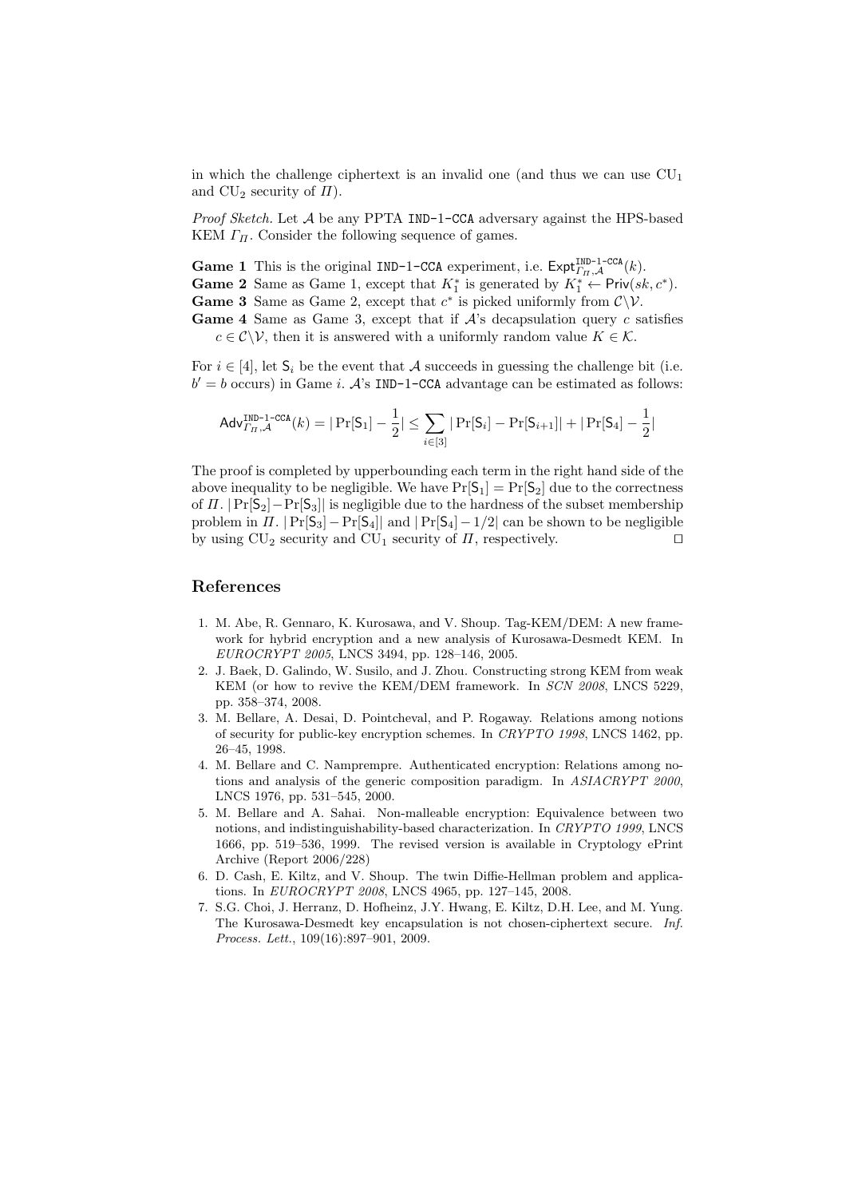in which the challenge ciphertext is an invalid one (and thus we can use $\mathrm{CU}_1$ and $\mathrm{CU}_2$ security of $\Pi$).

*Proof Sketch.* Let $\mathcal{A}$ be any PPTA IND-1-CCA adversary against the HPS-based KEM $\Gamma_\Pi$. Consider the following sequence of games.

**Game 1** This is the original IND-1-CCA experiment, i.e. $\mathsf{Expt}^{\mathtt{IND\text{-}1\text{-}CCA}}_{\Gamma_\Pi,\mathcal{A}}(k)$.
**Game 2** Same as Game 1, except that $K_1^*$ is generated by $K_1^* \leftarrow \mathsf{Priv}(sk, c^*)$.
**Game 3** Same as Game 2, except that $c^*$ is picked uniformly from $\mathcal{C}\backslash\mathcal{V}$.
**Game 4** Same as Game 3, except that if $\mathcal{A}$'s decapsulation query $c$ satisfies $c \in \mathcal{C}\backslash\mathcal{V}$, then it is answered with a uniformly random value $K \in \mathcal{K}$.

For $i \in [4]$, let $\mathsf{S}_i$ be the event that $\mathcal{A}$ succeeds in guessing the challenge bit (i.e. $b' = b$ occurs) in Game $i$. $\mathcal{A}$'s IND-1-CCA advantage can be estimated as follows:

$$\mathsf{Adv}^{\mathtt{IND\text{-}1\text{-}CCA}}_{\Gamma_\Pi,\mathcal{A}}(k) = |\Pr[\mathsf{S}_1] - \frac{1}{2}| \leq \sum_{i \in [3]} |\Pr[\mathsf{S}_i] - \Pr[\mathsf{S}_{i+1}]| + |\Pr[\mathsf{S}_4] - \frac{1}{2}|$$

The proof is completed by upperbounding each term in the right hand side of the above inequality to be negligible. We have $\Pr[\mathsf{S}_1] = \Pr[\mathsf{S}_2]$ due to the correctness of $\Pi$. $|\Pr[\mathsf{S}_2] - \Pr[\mathsf{S}_3]|$ is negligible due to the hardness of the subset membership problem in $\Pi$. $|\Pr[\mathsf{S}_3] - \Pr[\mathsf{S}_4]|$ and $|\Pr[\mathsf{S}_4] - 1/2|$ can be shown to be negligible by using $\mathrm{CU}_2$ security and $\mathrm{CU}_1$ security of $\Pi$, respectively. □

## References

1. M. Abe, R. Gennaro, K. Kurosawa, and V. Shoup. Tag-KEM/DEM: A new framework for hybrid encryption and a new analysis of Kurosawa-Desmedt KEM. In *EUROCRYPT 2005*, LNCS 3494, pp. 128–146, 2005.
2. J. Baek, D. Galindo, W. Susilo, and J. Zhou. Constructing strong KEM from weak KEM (or how to revive the KEM/DEM framework. In *SCN 2008*, LNCS 5229, pp. 358–374, 2008.
3. M. Bellare, A. Desai, D. Pointcheval, and P. Rogaway. Relations among notions of security for public-key encryption schemes. In *CRYPTO 1998*, LNCS 1462, pp. 26–45, 1998.
4. M. Bellare and C. Namprempre. Authenticated encryption: Relations among notions and analysis of the generic composition paradigm. In *ASIACRYPT 2000*, LNCS 1976, pp. 531–545, 2000.
5. M. Bellare and A. Sahai. Non-malleable encryption: Equivalence between two notions, and indistinguishability-based characterization. In *CRYPTO 1999*, LNCS 1666, pp. 519–536, 1999. The revised version is available in Cryptology ePrint Archive (Report 2006/228)
6. D. Cash, E. Kiltz, and V. Shoup. The twin Diffie-Hellman problem and applications. In *EUROCRYPT 2008*, LNCS 4965, pp. 127–145, 2008.
7. S.G. Choi, J. Herranz, D. Hofheinz, J.Y. Hwang, E. Kiltz, D.H. Lee, and M. Yung. The Kurosawa-Desmedt key encapsulation is not chosen-ciphertext secure. *Inf. Process. Lett.*, 109(16):897–901, 2009.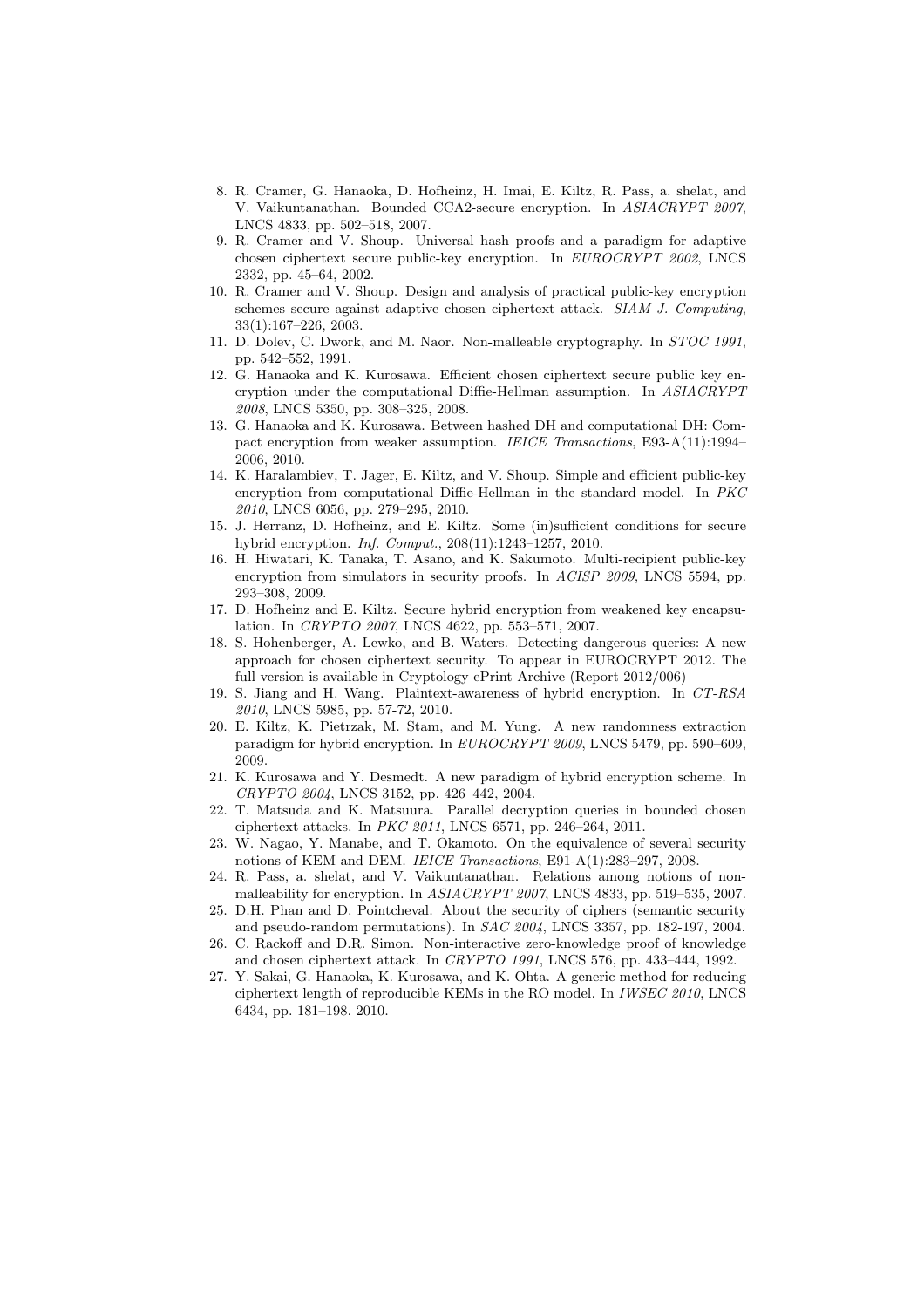8. R. Cramer, G. Hanaoka, D. Hofheinz, H. Imai, E. Kiltz, R. Pass, a. shelat, and V. Vaikuntanathan. Bounded CCA2-secure encryption. In *ASIACRYPT 2007*, LNCS 4833, pp. 502–518, 2007.
9. R. Cramer and V. Shoup. Universal hash proofs and a paradigm for adaptive chosen ciphertext secure public-key encryption. In *EUROCRYPT 2002*, LNCS 2332, pp. 45–64, 2002.
10. R. Cramer and V. Shoup. Design and analysis of practical public-key encryption schemes secure against adaptive chosen ciphertext attack. *SIAM J. Computing*, 33(1):167–226, 2003.
11. D. Dolev, C. Dwork, and M. Naor. Non-malleable cryptography. In *STOC 1991*, pp. 542–552, 1991.
12. G. Hanaoka and K. Kurosawa. Efficient chosen ciphertext secure public key encryption under the computational Diffie-Hellman assumption. In *ASIACRYPT 2008*, LNCS 5350, pp. 308–325, 2008.
13. G. Hanaoka and K. Kurosawa. Between hashed DH and computational DH: Compact encryption from weaker assumption. *IEICE Transactions*, E93-A(11):1994–2006, 2010.
14. K. Haralambiev, T. Jager, E. Kiltz, and V. Shoup. Simple and efficient public-key encryption from computational Diffie-Hellman in the standard model. In *PKC 2010*, LNCS 6056, pp. 279–295, 2010.
15. J. Herranz, D. Hofheinz, and E. Kiltz. Some (in)sufficient conditions for secure hybrid encryption. *Inf. Comput.*, 208(11):1243–1257, 2010.
16. H. Hiwatari, K. Tanaka, T. Asano, and K. Sakumoto. Multi-recipient public-key encryption from simulators in security proofs. In *ACISP 2009*, LNCS 5594, pp. 293–308, 2009.
17. D. Hofheinz and E. Kiltz. Secure hybrid encryption from weakened key encapsulation. In *CRYPTO 2007*, LNCS 4622, pp. 553–571, 2007.
18. S. Hohenberger, A. Lewko, and B. Waters. Detecting dangerous queries: A new approach for chosen ciphertext security. To appear in EUROCRYPT 2012. The full version is available in Cryptology ePrint Archive (Report 2012/006)
19. S. Jiang and H. Wang. Plaintext-awareness of hybrid encryption. In *CT-RSA 2010*, LNCS 5985, pp. 57-72, 2010.
20. E. Kiltz, K. Pietrzak, M. Stam, and M. Yung. A new randomness extraction paradigm for hybrid encryption. In *EUROCRYPT 2009*, LNCS 5479, pp. 590–609, 2009.
21. K. Kurosawa and Y. Desmedt. A new paradigm of hybrid encryption scheme. In *CRYPTO 2004*, LNCS 3152, pp. 426–442, 2004.
22. T. Matsuda and K. Matsuura. Parallel decryption queries in bounded chosen ciphertext attacks. In *PKC 2011*, LNCS 6571, pp. 246–264, 2011.
23. W. Nagao, Y. Manabe, and T. Okamoto. On the equivalence of several security notions of KEM and DEM. *IEICE Transactions*, E91-A(1):283–297, 2008.
24. R. Pass, a. shelat, and V. Vaikuntanathan. Relations among notions of non-malleability for encryption. In *ASIACRYPT 2007*, LNCS 4833, pp. 519–535, 2007.
25. D.H. Phan and D. Pointcheval. About the security of ciphers (semantic security and pseudo-random permutations). In *SAC 2004*, LNCS 3357, pp. 182-197, 2004.
26. C. Rackoff and D.R. Simon. Non-interactive zero-knowledge proof of knowledge and chosen ciphertext attack. In *CRYPTO 1991*, LNCS 576, pp. 433–444, 1992.
27. Y. Sakai, G. Hanaoka, K. Kurosawa, and K. Ohta. A generic method for reducing ciphertext length of reproducible KEMs in the RO model. In *IWSEC 2010*, LNCS 6434, pp. 181–198. 2010.